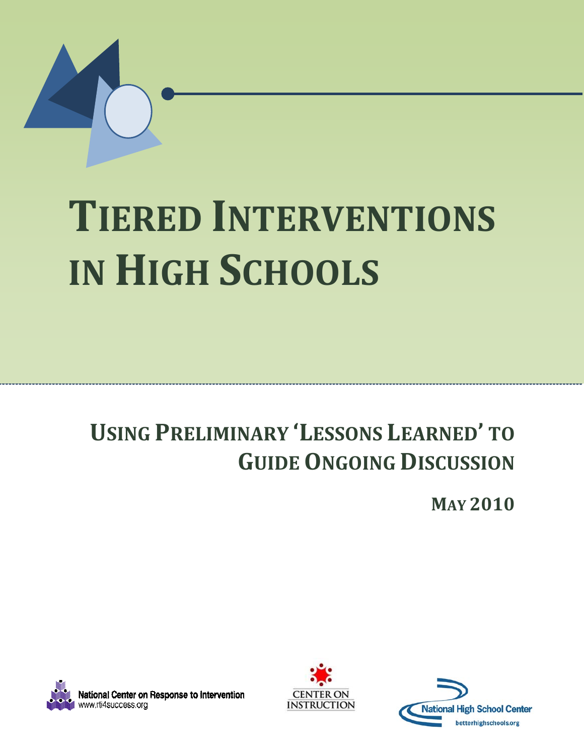# Tiered Interventions in High Schools

## Using Preliminary 'Lessons Learned' to Guide Ongoing Discussion

**May 2010**

National Center on Response to Intervention
www.rti4success.org

Center on Instruction

National High School Center
betterhighschools.org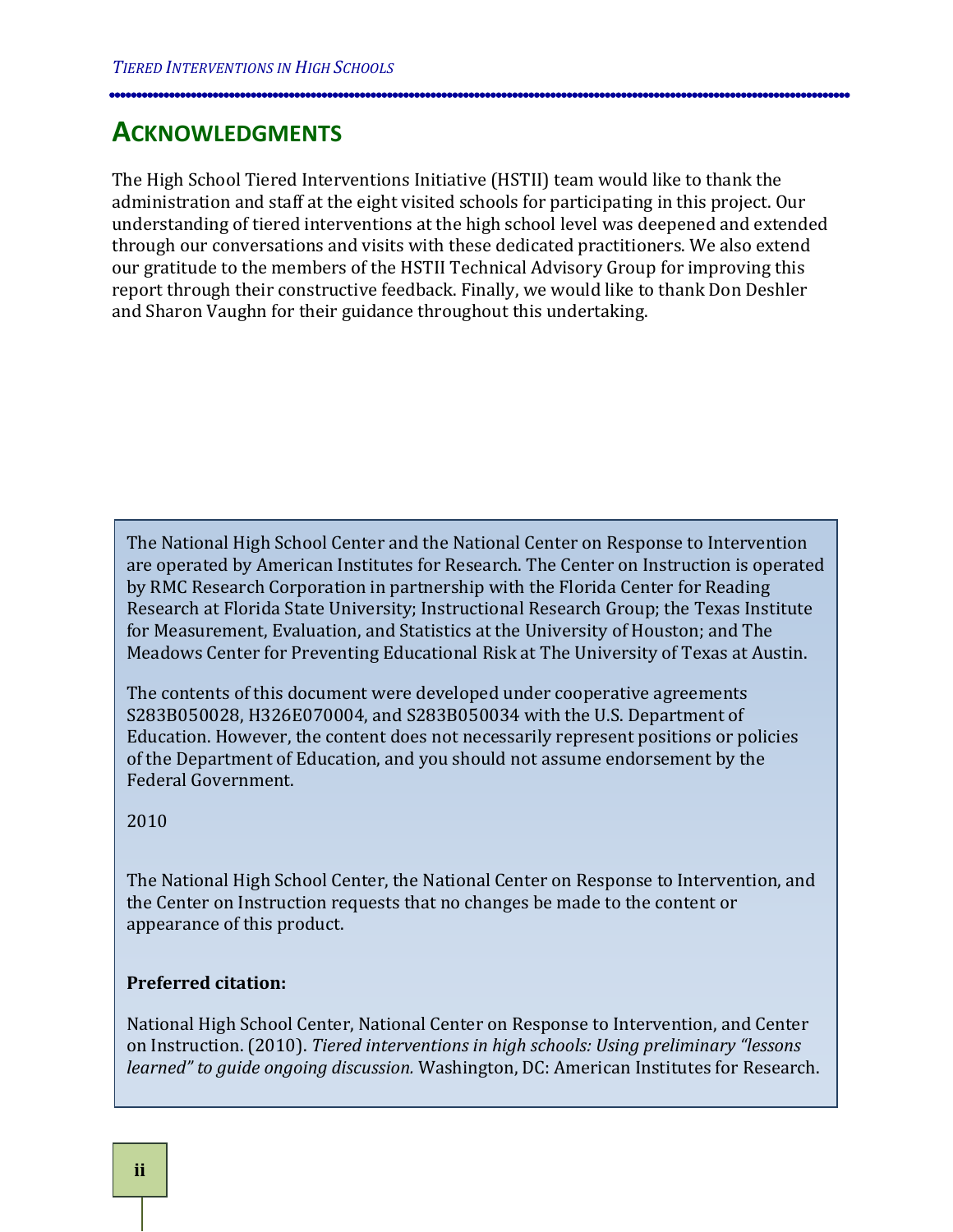## ACKNOWLEDGMENTS

The High School Tiered Interventions Initiative (HSTII) team would like to thank the administration and staff at the eight visited schools for participating in this project. Our understanding of tiered interventions at the high school level was deepened and extended through our conversations and visits with these dedicated practitioners. We also extend our gratitude to the members of the HSTII Technical Advisory Group for improving this report through their constructive feedback. Finally, we would like to thank Don Deshler and Sharon Vaughn for their guidance throughout this undertaking.

The National High School Center and the National Center on Response to Intervention are operated by American Institutes for Research. The Center on Instruction is operated by RMC Research Corporation in partnership with the Florida Center for Reading Research at Florida State University; Instructional Research Group; the Texas Institute for Measurement, Evaluation, and Statistics at the University of Houston; and The Meadows Center for Preventing Educational Risk at The University of Texas at Austin.

The contents of this document were developed under cooperative agreements S283B050028, H326E070004, and S283B050034 with the U.S. Department of Education. However, the content does not necessarily represent positions or policies of the Department of Education, and you should not assume endorsement by the Federal Government.

2010

The National High School Center, the National Center on Response to Intervention, and the Center on Instruction requests that no changes be made to the content or appearance of this product.

**Preferred citation:**

National High School Center, National Center on Response to Intervention, and Center on Instruction. (2010). *Tiered interventions in high schools: Using preliminary "lessons learned" to guide ongoing discussion.* Washington, DC: American Institutes for Research.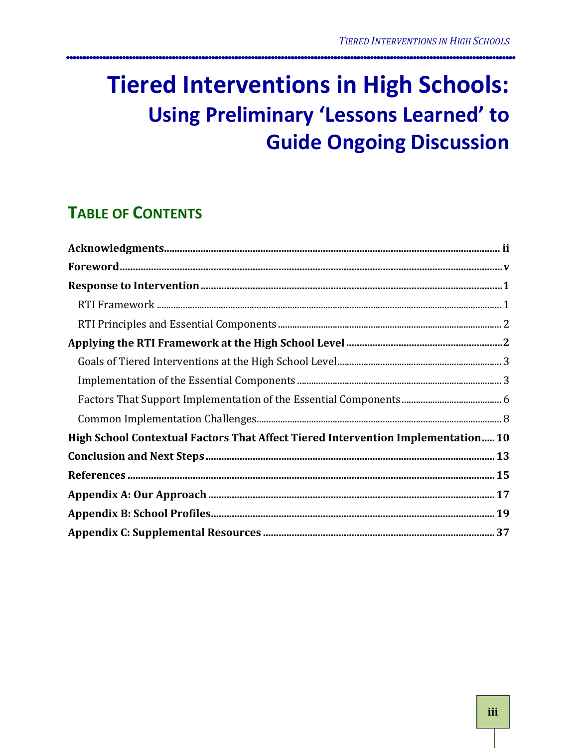# Tiered Interventions in High Schools:

## Using Preliminary 'Lessons Learned' to Guide Ongoing Discussion

## TABLE OF CONTENTS

**Acknowledgments** ........ ii

**Foreword** ........ v

**Response to Intervention** ........ 1

- RTI Framework ........ 1
- RTI Principles and Essential Components ........ 2

**Applying the RTI Framework at the High School Level** ........ 2

- Goals of Tiered Interventions at the High School Level ........ 3
- Implementation of the Essential Components ........ 3
- Factors That Support Implementation of the Essential Components ........ 6
- Common Implementation Challenges ........ 8

**High School Contextual Factors That Affect Tiered Intervention Implementation** ........ 10

**Conclusion and Next Steps** ........ 13

**References** ........ 15

**Appendix A: Our Approach** ........ 17

**Appendix B: School Profiles** ........ 19

**Appendix C: Supplemental Resources** ........ 37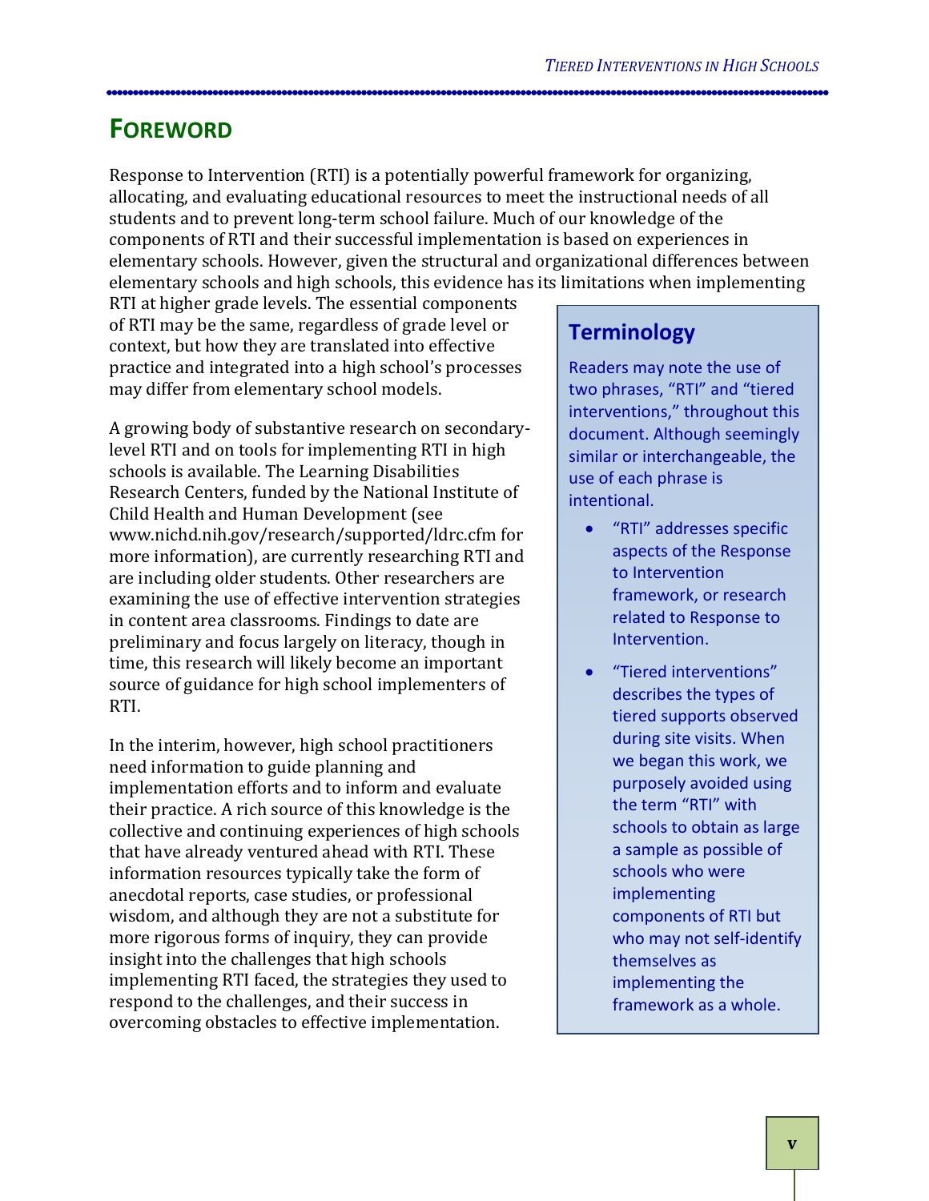## Foreword

Response to Intervention (RTI) is a potentially powerful framework for organizing, allocating, and evaluating educational resources to meet the instructional needs of all students and to prevent long-term school failure. Much of our knowledge of the components of RTI and their successful implementation is based on experiences in elementary schools. However, given the structural and organizational differences between elementary schools and high schools, this evidence has its limitations when implementing RTI at higher grade levels. The essential components of RTI may be the same, regardless of grade level or context, but how they are translated into effective practice and integrated into a high school's processes may differ from elementary school models.

A growing body of substantive research on secondary-level RTI and on tools for implementing RTI in high schools is available. The Learning Disabilities Research Centers, funded by the National Institute of Child Health and Human Development (see www.nichd.nih.gov/research/supported/ldrc.cfm for more information), are currently researching RTI and are including older students. Other researchers are examining the use of effective intervention strategies in content area classrooms. Findings to date are preliminary and focus largely on literacy, though in time, this research will likely become an important source of guidance for high school implementers of RTI.

In the interim, however, high school practitioners need information to guide planning and implementation efforts and to inform and evaluate their practice. A rich source of this knowledge is the collective and continuing experiences of high schools that have already ventured ahead with RTI. These information resources typically take the form of anecdotal reports, case studies, or professional wisdom, and although they are not a substitute for more rigorous forms of inquiry, they can provide insight into the challenges that high schools implementing RTI faced, the strategies they used to respond to the challenges, and their success in overcoming obstacles to effective implementation.

### Terminology

Readers may note the use of two phrases, "RTI" and "tiered interventions," throughout this document. Although seemingly similar or interchangeable, the use of each phrase is intentional.

- "RTI" addresses specific aspects of the Response to Intervention framework, or research related to Response to Intervention.
- "Tiered interventions" describes the types of tiered supports observed during site visits. When we began this work, we purposely avoided using the term "RTI" with schools to obtain as large a sample as possible of schools who were implementing components of RTI but who may not self-identify themselves as implementing the framework as a whole.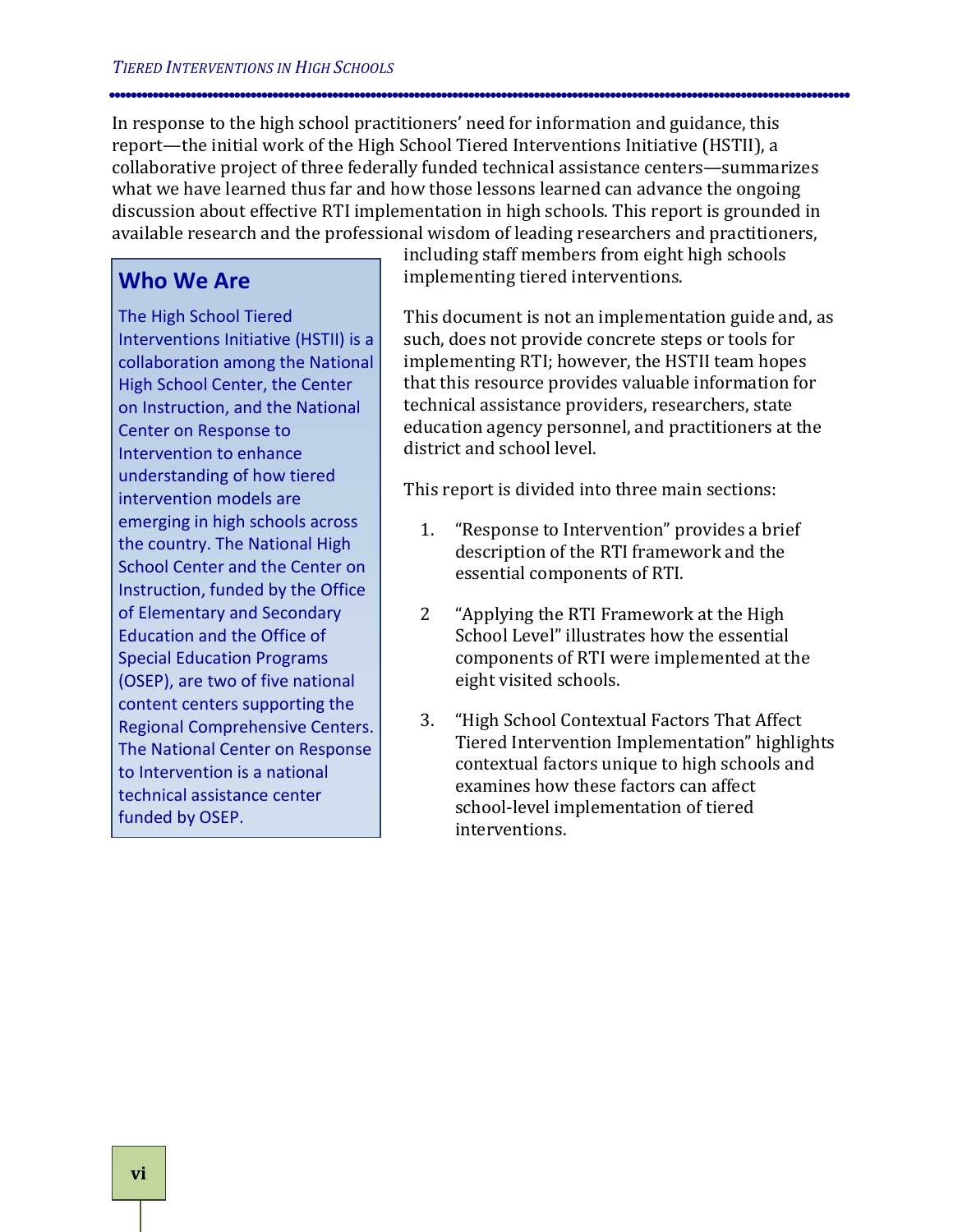In response to the high school practitioners' need for information and guidance, this report—the initial work of the High School Tiered Interventions Initiative (HSTII), a collaborative project of three federally funded technical assistance centers—summarizes what we have learned thus far and how those lessons learned can advance the ongoing discussion about effective RTI implementation in high schools. This report is grounded in available research and the professional wisdom of leading researchers and practitioners, including staff members from eight high schools implementing tiered interventions.

This document is not an implementation guide and, as such, does not provide concrete steps or tools for implementing RTI; however, the HSTII team hopes that this resource provides valuable information for technical assistance providers, researchers, state education agency personnel, and practitioners at the district and school level.

This report is divided into three main sections:

1. "Response to Intervention" provides a brief description of the RTI framework and the essential components of RTI.

2. "Applying the RTI Framework at the High School Level" illustrates how the essential components of RTI were implemented at the eight visited schools.

3. "High School Contextual Factors That Affect Tiered Intervention Implementation" highlights contextual factors unique to high schools and examines how these factors can affect school-level implementation of tiered interventions.

## Who We Are

The High School Tiered Interventions Initiative (HSTII) is a collaboration among the National High School Center, the Center on Instruction, and the National Center on Response to Intervention to enhance understanding of how tiered intervention models are emerging in high schools across the country. The National High School Center and the Center on Instruction, funded by the Office of Elementary and Secondary Education and the Office of Special Education Programs (OSEP), are two of five national content centers supporting the Regional Comprehensive Centers. The National Center on Response to Intervention is a national technical assistance center funded by OSEP.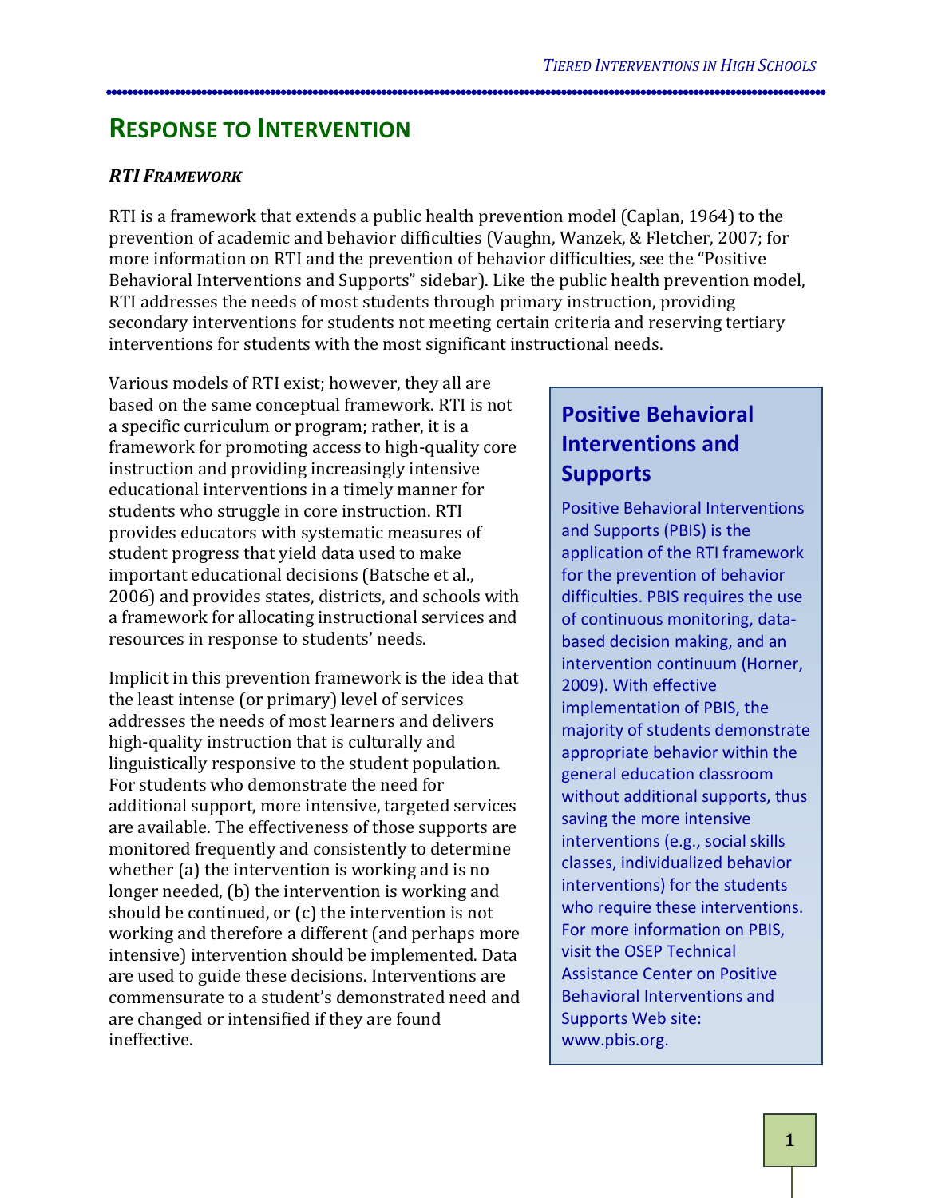# Response to Intervention

### *RTI Framework*

RTI is a framework that extends a public health prevention model (Caplan, 1964) to the prevention of academic and behavior difficulties (Vaughn, Wanzek, & Fletcher, 2007; for more information on RTI and the prevention of behavior difficulties, see the "Positive Behavioral Interventions and Supports" sidebar). Like the public health prevention model, RTI addresses the needs of most students through primary instruction, providing secondary interventions for students not meeting certain criteria and reserving tertiary interventions for students with the most significant instructional needs.

Various models of RTI exist; however, they all are based on the same conceptual framework. RTI is not a specific curriculum or program; rather, it is a framework for promoting access to high-quality core instruction and providing increasingly intensive educational interventions in a timely manner for students who struggle in core instruction. RTI provides educators with systematic measures of student progress that yield data used to make important educational decisions (Batsche et al., 2006) and provides states, districts, and schools with a framework for allocating instructional services and resources in response to students' needs.

Implicit in this prevention framework is the idea that the least intense (or primary) level of services addresses the needs of most learners and delivers high-quality instruction that is culturally and linguistically responsive to the student population. For students who demonstrate the need for additional support, more intensive, targeted services are available. The effectiveness of those supports are monitored frequently and consistently to determine whether (a) the intervention is working and is no longer needed, (b) the intervention is working and should be continued, or (c) the intervention is not working and therefore a different (and perhaps more intensive) intervention should be implemented. Data are used to guide these decisions. Interventions are commensurate to a student's demonstrated need and are changed or intensified if they are found ineffective.

> **Positive Behavioral Interventions and Supports**
>
> Positive Behavioral Interventions and Supports (PBIS) is the application of the RTI framework for the prevention of behavior difficulties. PBIS requires the use of continuous monitoring, data-based decision making, and an intervention continuum (Horner, 2009). With effective implementation of PBIS, the majority of students demonstrate appropriate behavior within the general education classroom without additional supports, thus saving the more intensive interventions (e.g., social skills classes, individualized behavior interventions) for the students who require these interventions. For more information on PBIS, visit the OSEP Technical Assistance Center on Positive Behavioral Interventions and Supports Web site: www.pbis.org.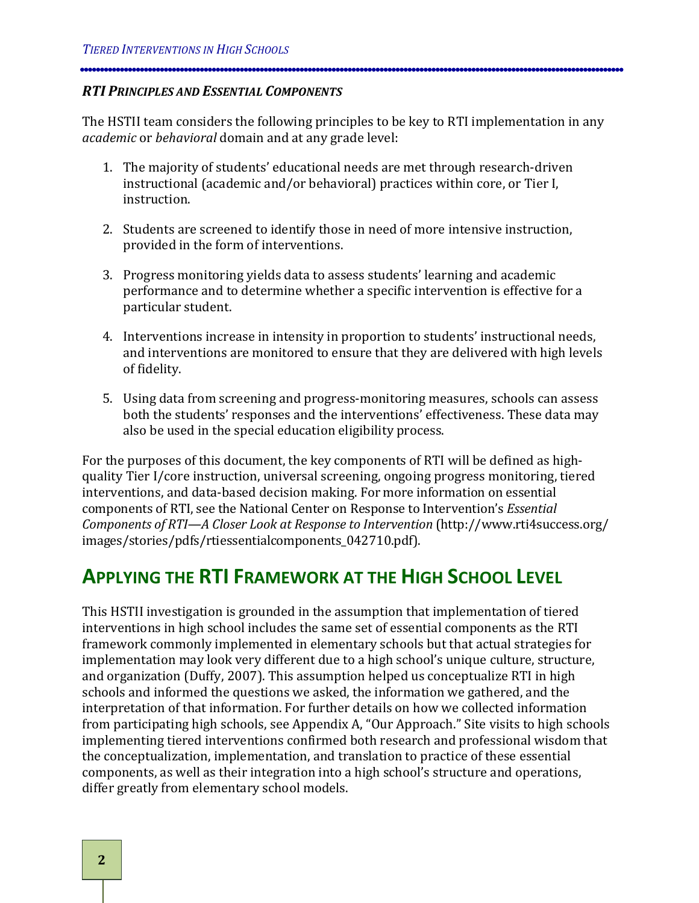### *RTI Principles and Essential Components*

The HSTII team considers the following principles to be key to RTI implementation in any *academic* or *behavioral* domain and at any grade level:

1. The majority of students' educational needs are met through research-driven instructional (academic and/or behavioral) practices within core, or Tier I, instruction.

2. Students are screened to identify those in need of more intensive instruction, provided in the form of interventions.

3. Progress monitoring yields data to assess students' learning and academic performance and to determine whether a specific intervention is effective for a particular student.

4. Interventions increase in intensity in proportion to students' instructional needs, and interventions are monitored to ensure that they are delivered with high levels of fidelity.

5. Using data from screening and progress-monitoring measures, schools can assess both the students' responses and the interventions' effectiveness. These data may also be used in the special education eligibility process.

For the purposes of this document, the key components of RTI will be defined as high-quality Tier I/core instruction, universal screening, ongoing progress monitoring, tiered interventions, and data-based decision making. For more information on essential components of RTI, see the National Center on Response to Intervention's *Essential Components of RTI—A Closer Look at Response to Intervention* (http://www.rti4success.org/images/stories/pdfs/rtiessentialcomponents_042710.pdf).

## Applying the RTI Framework at the High School Level

This HSTII investigation is grounded in the assumption that implementation of tiered interventions in high school includes the same set of essential components as the RTI framework commonly implemented in elementary schools but that actual strategies for implementation may look very different due to a high school's unique culture, structure, and organization (Duffy, 2007). This assumption helped us conceptualize RTI in high schools and informed the questions we asked, the information we gathered, and the interpretation of that information. For further details on how we collected information from participating high schools, see Appendix A, "Our Approach." Site visits to high schools implementing tiered interventions confirmed both research and professional wisdom that the conceptualization, implementation, and translation to practice of these essential components, as well as their integration into a high school's structure and operations, differ greatly from elementary school models.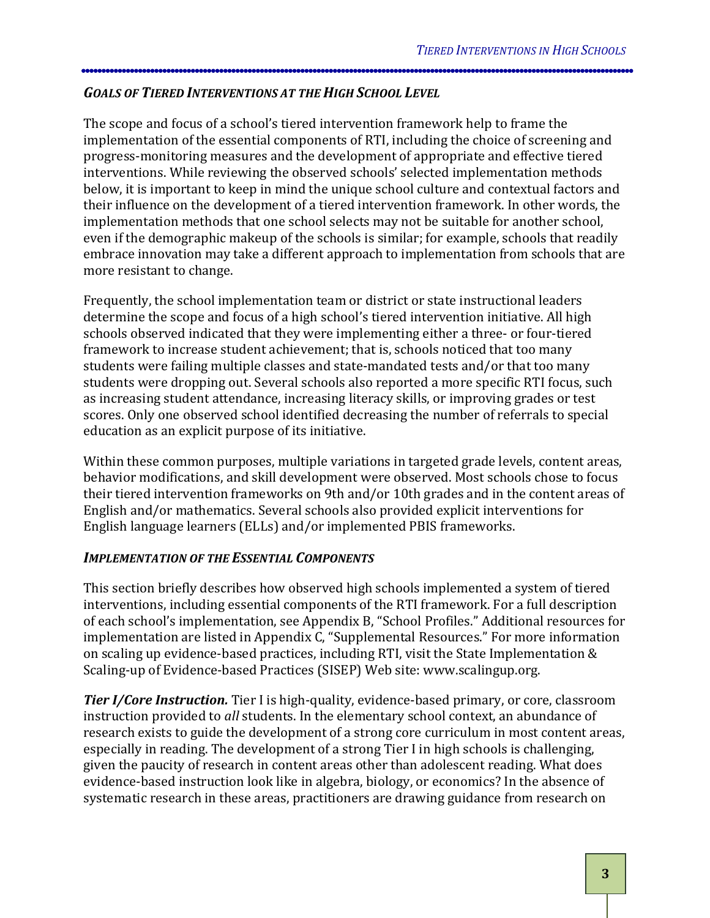### *Goals of Tiered Interventions at the High School Level*

The scope and focus of a school's tiered intervention framework help to frame the implementation of the essential components of RTI, including the choice of screening and progress-monitoring measures and the development of appropriate and effective tiered interventions. While reviewing the observed schools' selected implementation methods below, it is important to keep in mind the unique school culture and contextual factors and their influence on the development of a tiered intervention framework. In other words, the implementation methods that one school selects may not be suitable for another school, even if the demographic makeup of the schools is similar; for example, schools that readily embrace innovation may take a different approach to implementation from schools that are more resistant to change.

Frequently, the school implementation team or district or state instructional leaders determine the scope and focus of a high school's tiered intervention initiative. All high schools observed indicated that they were implementing either a three- or four-tiered framework to increase student achievement; that is, schools noticed that too many students were failing multiple classes and state-mandated tests and/or that too many students were dropping out. Several schools also reported a more specific RTI focus, such as increasing student attendance, increasing literacy skills, or improving grades or test scores. Only one observed school identified decreasing the number of referrals to special education as an explicit purpose of its initiative.

Within these common purposes, multiple variations in targeted grade levels, content areas, behavior modifications, and skill development were observed. Most schools chose to focus their tiered intervention frameworks on 9th and/or 10th grades and in the content areas of English and/or mathematics. Several schools also provided explicit interventions for English language learners (ELLs) and/or implemented PBIS frameworks.

### *Implementation of the Essential Components*

This section briefly describes how observed high schools implemented a system of tiered interventions, including essential components of the RTI framework. For a full description of each school's implementation, see Appendix B, "School Profiles." Additional resources for implementation are listed in Appendix C, "Supplemental Resources." For more information on scaling up evidence-based practices, including RTI, visit the State Implementation & Scaling-up of Evidence-based Practices (SISEP) Web site: www.scalingup.org.

***Tier I/Core Instruction.*** Tier I is high-quality, evidence-based primary, or core, classroom instruction provided to *all* students. In the elementary school context, an abundance of research exists to guide the development of a strong core curriculum in most content areas, especially in reading. The development of a strong Tier I in high schools is challenging, given the paucity of research in content areas other than adolescent reading. What does evidence-based instruction look like in algebra, biology, or economics? In the absence of systematic research in these areas, practitioners are drawing guidance from research on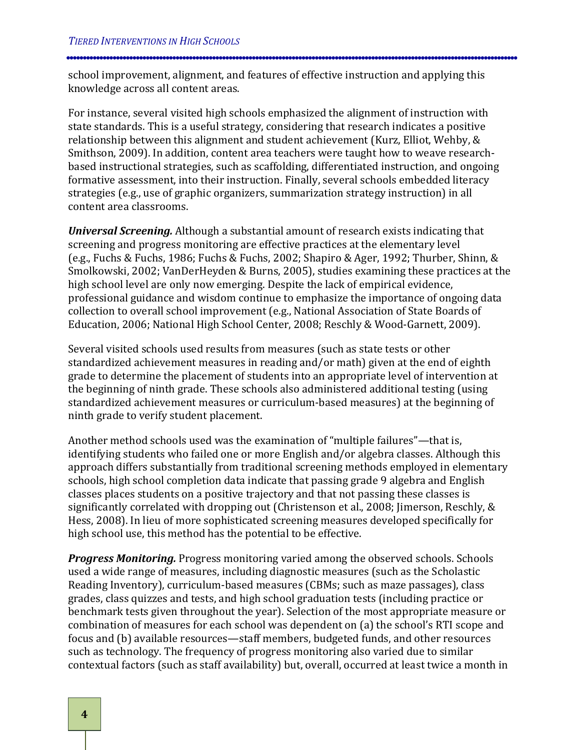school improvement, alignment, and features of effective instruction and applying this knowledge across all content areas.

For instance, several visited high schools emphasized the alignment of instruction with state standards. This is a useful strategy, considering that research indicates a positive relationship between this alignment and student achievement (Kurz, Elliot, Wehby, & Smithson, 2009). In addition, content area teachers were taught how to weave research-based instructional strategies, such as scaffolding, differentiated instruction, and ongoing formative assessment, into their instruction. Finally, several schools embedded literacy strategies (e.g., use of graphic organizers, summarization strategy instruction) in all content area classrooms.

***Universal Screening.*** Although a substantial amount of research exists indicating that screening and progress monitoring are effective practices at the elementary level (e.g., Fuchs & Fuchs, 1986; Fuchs & Fuchs, 2002; Shapiro & Ager, 1992; Thurber, Shinn, & Smolkowski, 2002; VanDerHeyden & Burns, 2005), studies examining these practices at the high school level are only now emerging. Despite the lack of empirical evidence, professional guidance and wisdom continue to emphasize the importance of ongoing data collection to overall school improvement (e.g., National Association of State Boards of Education, 2006; National High School Center, 2008; Reschly & Wood-Garnett, 2009).

Several visited schools used results from measures (such as state tests or other standardized achievement measures in reading and/or math) given at the end of eighth grade to determine the placement of students into an appropriate level of intervention at the beginning of ninth grade. These schools also administered additional testing (using standardized achievement measures or curriculum-based measures) at the beginning of ninth grade to verify student placement.

Another method schools used was the examination of "multiple failures"—that is, identifying students who failed one or more English and/or algebra classes. Although this approach differs substantially from traditional screening methods employed in elementary schools, high school completion data indicate that passing grade 9 algebra and English classes places students on a positive trajectory and that not passing these classes is significantly correlated with dropping out (Christenson et al., 2008; Jimerson, Reschly, & Hess, 2008). In lieu of more sophisticated screening measures developed specifically for high school use, this method has the potential to be effective.

***Progress Monitoring.*** Progress monitoring varied among the observed schools. Schools used a wide range of measures, including diagnostic measures (such as the Scholastic Reading Inventory), curriculum-based measures (CBMs; such as maze passages), class grades, class quizzes and tests, and high school graduation tests (including practice or benchmark tests given throughout the year). Selection of the most appropriate measure or combination of measures for each school was dependent on (a) the school's RTI scope and focus and (b) available resources—staff members, budgeted funds, and other resources such as technology. The frequency of progress monitoring also varied due to similar contextual factors (such as staff availability) but, overall, occurred at least twice a month in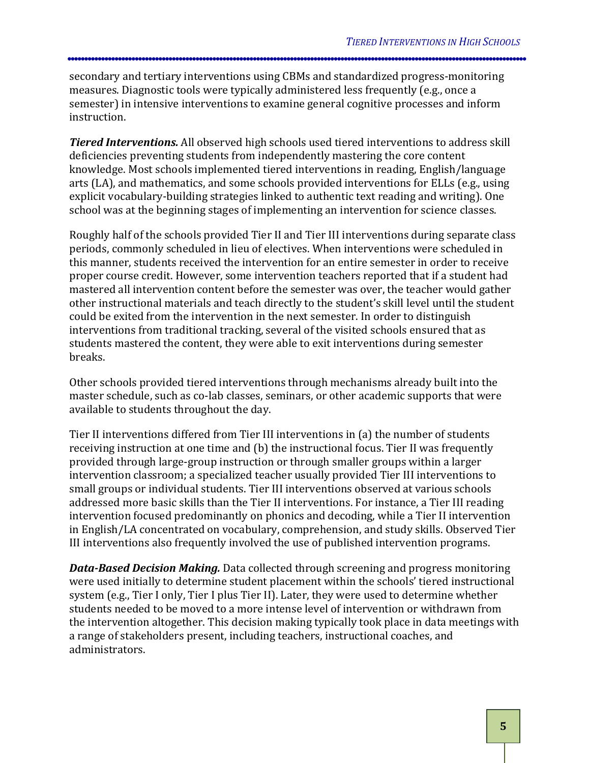secondary and tertiary interventions using CBMs and standardized progress-monitoring measures. Diagnostic tools were typically administered less frequently (e.g., once a semester) in intensive interventions to examine general cognitive processes and inform instruction.

***Tiered Interventions.*** All observed high schools used tiered interventions to address skill deficiencies preventing students from independently mastering the core content knowledge. Most schools implemented tiered interventions in reading, English/language arts (LA), and mathematics, and some schools provided interventions for ELLs (e.g., using explicit vocabulary-building strategies linked to authentic text reading and writing). One school was at the beginning stages of implementing an intervention for science classes.

Roughly half of the schools provided Tier II and Tier III interventions during separate class periods, commonly scheduled in lieu of electives. When interventions were scheduled in this manner, students received the intervention for an entire semester in order to receive proper course credit. However, some intervention teachers reported that if a student had mastered all intervention content before the semester was over, the teacher would gather other instructional materials and teach directly to the student's skill level until the student could be exited from the intervention in the next semester. In order to distinguish interventions from traditional tracking, several of the visited schools ensured that as students mastered the content, they were able to exit interventions during semester breaks.

Other schools provided tiered interventions through mechanisms already built into the master schedule, such as co-lab classes, seminars, or other academic supports that were available to students throughout the day.

Tier II interventions differed from Tier III interventions in (a) the number of students receiving instruction at one time and (b) the instructional focus. Tier II was frequently provided through large-group instruction or through smaller groups within a larger intervention classroom; a specialized teacher usually provided Tier III interventions to small groups or individual students. Tier III interventions observed at various schools addressed more basic skills than the Tier II interventions. For instance, a Tier III reading intervention focused predominantly on phonics and decoding, while a Tier II intervention in English/LA concentrated on vocabulary, comprehension, and study skills. Observed Tier III interventions also frequently involved the use of published intervention programs.

***Data-Based Decision Making.*** Data collected through screening and progress monitoring were used initially to determine student placement within the schools' tiered instructional system (e.g., Tier I only, Tier I plus Tier II). Later, they were used to determine whether students needed to be moved to a more intense level of intervention or withdrawn from the intervention altogether. This decision making typically took place in data meetings with a range of stakeholders present, including teachers, instructional coaches, and administrators.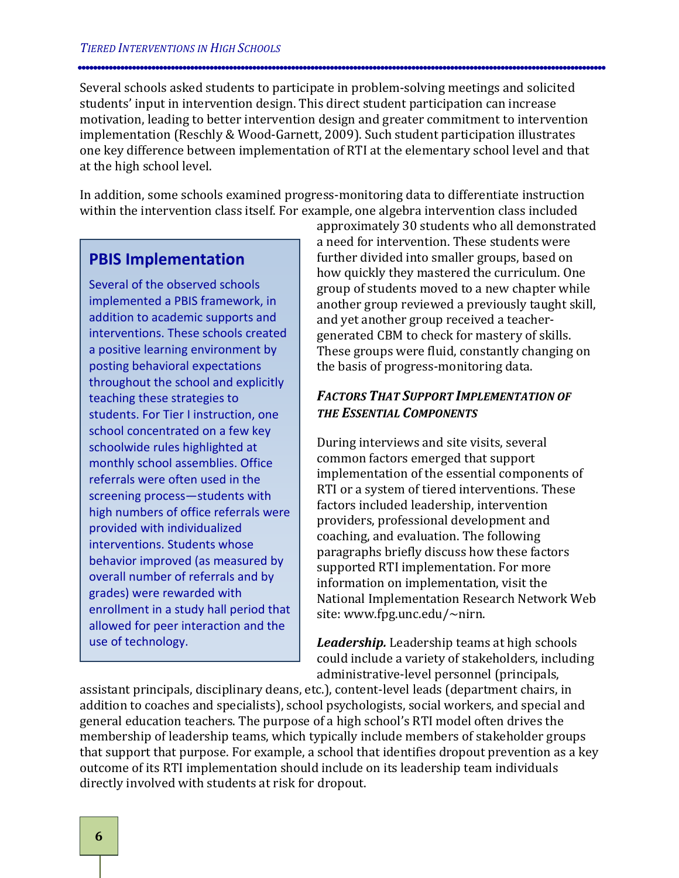Several schools asked students to participate in problem-solving meetings and solicited students' input in intervention design. This direct student participation can increase motivation, leading to better intervention design and greater commitment to intervention implementation (Reschly & Wood-Garnett, 2009). Such student participation illustrates one key difference between implementation of RTI at the elementary school level and that at the high school level.

In addition, some schools examined progress-monitoring data to differentiate instruction within the intervention class itself. For example, one algebra intervention class included approximately 30 students who all demonstrated a need for intervention. These students were further divided into smaller groups, based on how quickly they mastered the curriculum. One group of students moved to a new chapter while another group reviewed a previously taught skill, and yet another group received a teacher-generated CBM to check for mastery of skills. These groups were fluid, constantly changing on the basis of progress-monitoring data.

> ### PBIS Implementation
>
> Several of the observed schools implemented a PBIS framework, in addition to academic supports and interventions. These schools created a positive learning environment by posting behavioral expectations throughout the school and explicitly teaching these strategies to students. For Tier I instruction, one school concentrated on a few key schoolwide rules highlighted at monthly school assemblies. Office referrals were often used in the screening process—students with high numbers of office referrals were provided with individualized interventions. Students whose behavior improved (as measured by overall number of referrals and by grades) were rewarded with enrollment in a study hall period that allowed for peer interaction and the use of technology.

### *Factors That Support Implementation of the Essential Components*

During interviews and site visits, several common factors emerged that support implementation of the essential components of RTI or a system of tiered interventions. These factors included leadership, intervention providers, professional development and coaching, and evaluation. The following paragraphs briefly discuss how these factors supported RTI implementation. For more information on implementation, visit the National Implementation Research Network Web site: www.fpg.unc.edu/~nirn.

***Leadership.*** Leadership teams at high schools could include a variety of stakeholders, including administrative-level personnel (principals, assistant principals, disciplinary deans, etc.), content-level leads (department chairs, in addition to coaches and specialists), school psychologists, social workers, and special and general education teachers. The purpose of a high school's RTI model often drives the membership of leadership teams, which typically include members of stakeholder groups that support that purpose. For example, a school that identifies dropout prevention as a key outcome of its RTI implementation should include on its leadership team individuals directly involved with students at risk for dropout.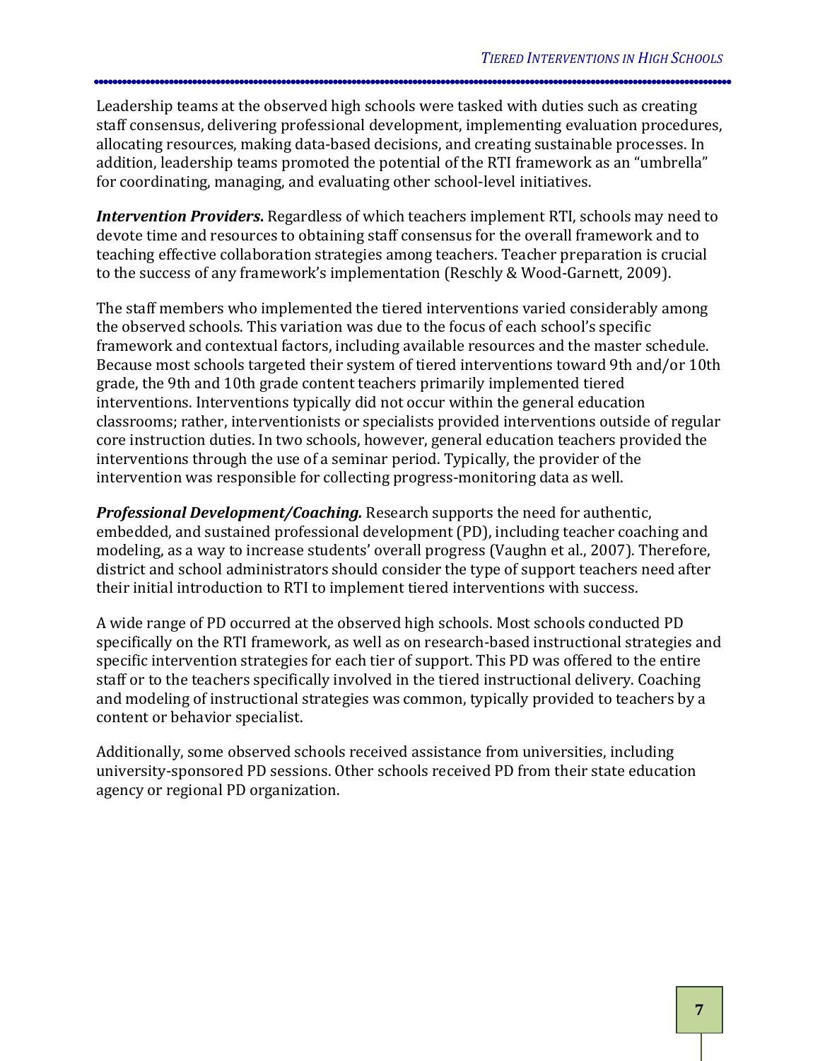Leadership teams at the observed high schools were tasked with duties such as creating staff consensus, delivering professional development, implementing evaluation procedures, allocating resources, making data-based decisions, and creating sustainable processes. In addition, leadership teams promoted the potential of the RTI framework as an "umbrella" for coordinating, managing, and evaluating other school-level initiatives.

***Intervention Providers*.** Regardless of which teachers implement RTI, schools may need to devote time and resources to obtaining staff consensus for the overall framework and to teaching effective collaboration strategies among teachers. Teacher preparation is crucial to the success of any framework's implementation (Reschly & Wood-Garnett, 2009).

The staff members who implemented the tiered interventions varied considerably among the observed schools. This variation was due to the focus of each school's specific framework and contextual factors, including available resources and the master schedule. Because most schools targeted their system of tiered interventions toward 9th and/or 10th grade, the 9th and 10th grade content teachers primarily implemented tiered interventions. Interventions typically did not occur within the general education classrooms; rather, interventionists or specialists provided interventions outside of regular core instruction duties. In two schools, however, general education teachers provided the interventions through the use of a seminar period. Typically, the provider of the intervention was responsible for collecting progress-monitoring data as well.

***Professional Development/Coaching.*** Research supports the need for authentic, embedded, and sustained professional development (PD), including teacher coaching and modeling, as a way to increase students' overall progress (Vaughn et al., 2007). Therefore, district and school administrators should consider the type of support teachers need after their initial introduction to RTI to implement tiered interventions with success.

A wide range of PD occurred at the observed high schools. Most schools conducted PD specifically on the RTI framework, as well as on research-based instructional strategies and specific intervention strategies for each tier of support. This PD was offered to the entire staff or to the teachers specifically involved in the tiered instructional delivery. Coaching and modeling of instructional strategies was common, typically provided to teachers by a content or behavior specialist.

Additionally, some observed schools received assistance from universities, including university-sponsored PD sessions. Other schools received PD from their state education agency or regional PD organization.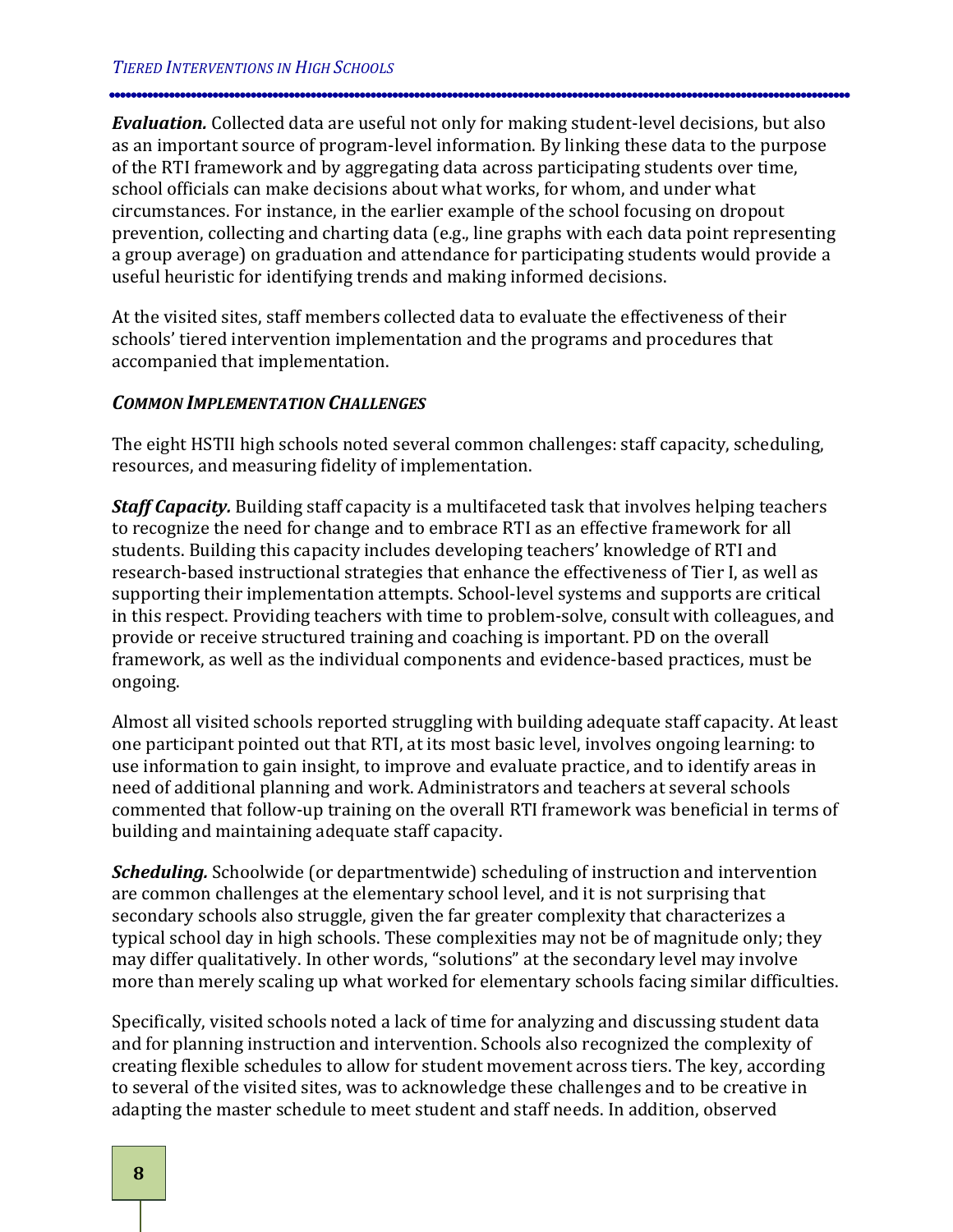***Evaluation.*** Collected data are useful not only for making student-level decisions, but also as an important source of program-level information. By linking these data to the purpose of the RTI framework and by aggregating data across participating students over time, school officials can make decisions about what works, for whom, and under what circumstances. For instance, in the earlier example of the school focusing on dropout prevention, collecting and charting data (e.g., line graphs with each data point representing a group average) on graduation and attendance for participating students would provide a useful heuristic for identifying trends and making informed decisions.

At the visited sites, staff members collected data to evaluate the effectiveness of their schools' tiered intervention implementation and the programs and procedures that accompanied that implementation.

### *COMMON IMPLEMENTATION CHALLENGES*

The eight HSTII high schools noted several common challenges: staff capacity, scheduling, resources, and measuring fidelity of implementation.

***Staff Capacity.*** Building staff capacity is a multifaceted task that involves helping teachers to recognize the need for change and to embrace RTI as an effective framework for all students. Building this capacity includes developing teachers' knowledge of RTI and research-based instructional strategies that enhance the effectiveness of Tier I, as well as supporting their implementation attempts. School-level systems and supports are critical in this respect. Providing teachers with time to problem-solve, consult with colleagues, and provide or receive structured training and coaching is important. PD on the overall framework, as well as the individual components and evidence-based practices, must be ongoing.

Almost all visited schools reported struggling with building adequate staff capacity. At least one participant pointed out that RTI, at its most basic level, involves ongoing learning: to use information to gain insight, to improve and evaluate practice, and to identify areas in need of additional planning and work. Administrators and teachers at several schools commented that follow-up training on the overall RTI framework was beneficial in terms of building and maintaining adequate staff capacity.

***Scheduling.*** Schoolwide (or departmentwide) scheduling of instruction and intervention are common challenges at the elementary school level, and it is not surprising that secondary schools also struggle, given the far greater complexity that characterizes a typical school day in high schools. These complexities may not be of magnitude only; they may differ qualitatively. In other words, "solutions" at the secondary level may involve more than merely scaling up what worked for elementary schools facing similar difficulties.

Specifically, visited schools noted a lack of time for analyzing and discussing student data and for planning instruction and intervention. Schools also recognized the complexity of creating flexible schedules to allow for student movement across tiers. The key, according to several of the visited sites, was to acknowledge these challenges and to be creative in adapting the master schedule to meet student and staff needs. In addition, observed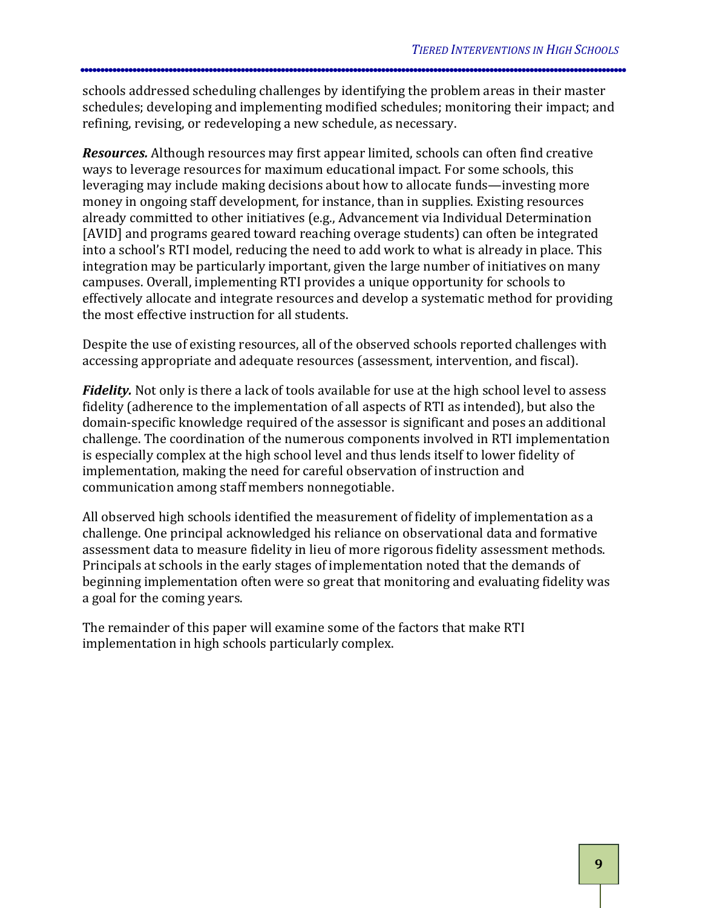schools addressed scheduling challenges by identifying the problem areas in their master schedules; developing and implementing modified schedules; monitoring their impact; and refining, revising, or redeveloping a new schedule, as necessary.

***Resources.*** Although resources may first appear limited, schools can often find creative ways to leverage resources for maximum educational impact. For some schools, this leveraging may include making decisions about how to allocate funds—investing more money in ongoing staff development, for instance, than in supplies. Existing resources already committed to other initiatives (e.g., Advancement via Individual Determination [AVID] and programs geared toward reaching overage students) can often be integrated into a school's RTI model, reducing the need to add work to what is already in place. This integration may be particularly important, given the large number of initiatives on many campuses. Overall, implementing RTI provides a unique opportunity for schools to effectively allocate and integrate resources and develop a systematic method for providing the most effective instruction for all students.

Despite the use of existing resources, all of the observed schools reported challenges with accessing appropriate and adequate resources (assessment, intervention, and fiscal).

***Fidelity.*** Not only is there a lack of tools available for use at the high school level to assess fidelity (adherence to the implementation of all aspects of RTI as intended), but also the domain-specific knowledge required of the assessor is significant and poses an additional challenge. The coordination of the numerous components involved in RTI implementation is especially complex at the high school level and thus lends itself to lower fidelity of implementation, making the need for careful observation of instruction and communication among staff members nonnegotiable.

All observed high schools identified the measurement of fidelity of implementation as a challenge. One principal acknowledged his reliance on observational data and formative assessment data to measure fidelity in lieu of more rigorous fidelity assessment methods. Principals at schools in the early stages of implementation noted that the demands of beginning implementation often were so great that monitoring and evaluating fidelity was a goal for the coming years.

The remainder of this paper will examine some of the factors that make RTI implementation in high schools particularly complex.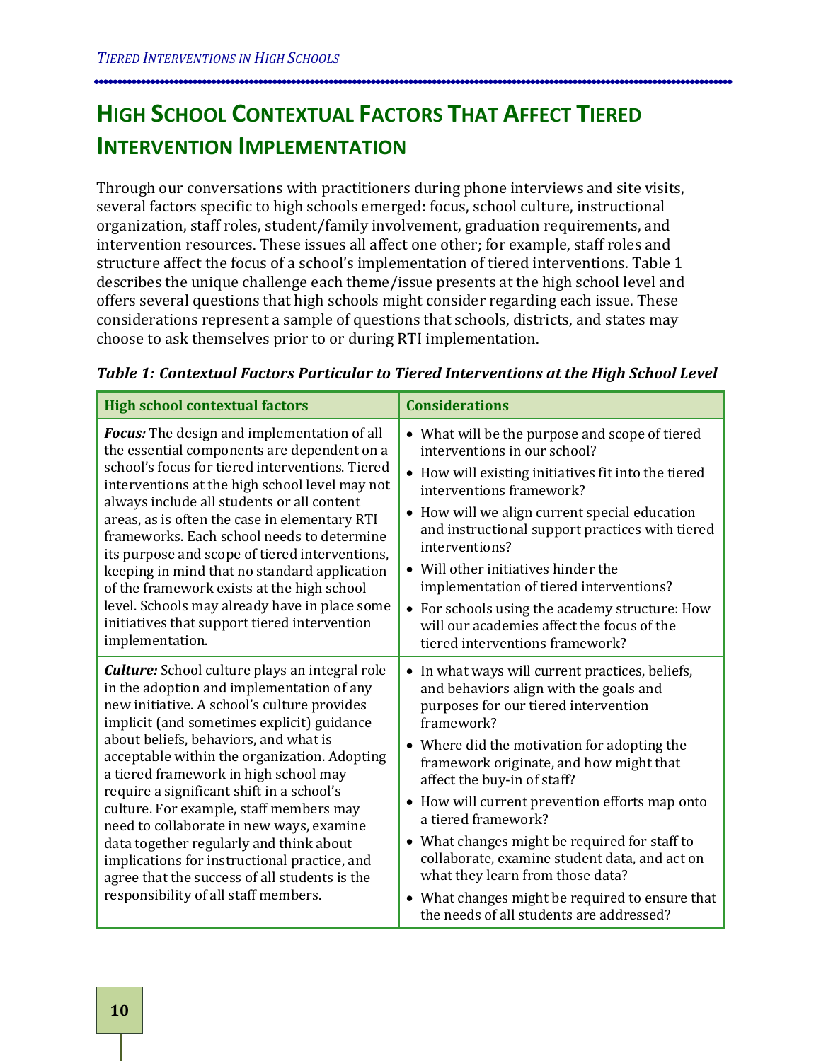## High School Contextual Factors That Affect Tiered Intervention Implementation

Through our conversations with practitioners during phone interviews and site visits, several factors specific to high schools emerged: focus, school culture, instructional organization, staff roles, student/family involvement, graduation requirements, and intervention resources. These issues all affect one other; for example, staff roles and structure affect the focus of a school's implementation of tiered interventions. Table 1 describes the unique challenge each theme/issue presents at the high school level and offers several questions that high schools might consider regarding each issue. These considerations represent a sample of questions that schools, districts, and states may choose to ask themselves prior to or during RTI implementation.

***Table 1: Contextual Factors Particular to Tiered Interventions at the High School Level***

| High school contextual factors | Considerations |
|---|---|
| ***Focus:*** The design and implementation of all the essential components are dependent on a school's focus for tiered interventions. Tiered interventions at the high school level may not always include all students or all content areas, as is often the case in elementary RTI frameworks. Each school needs to determine its purpose and scope of tiered interventions, keeping in mind that no standard application of the framework exists at the high school level. Schools may already have in place some initiatives that support tiered intervention implementation. | • What will be the purpose and scope of tiered interventions in our school?<br>• How will existing initiatives fit into the tiered interventions framework?<br>• How will we align current special education and instructional support practices with tiered interventions?<br>• Will other initiatives hinder the implementation of tiered interventions?<br>• For schools using the academy structure: How will our academies affect the focus of the tiered interventions framework? |
| ***Culture:*** School culture plays an integral role in the adoption and implementation of any new initiative. A school's culture provides implicit (and sometimes explicit) guidance about beliefs, behaviors, and what is acceptable within the organization. Adopting a tiered framework in high school may require a significant shift in a school's culture. For example, staff members may need to collaborate in new ways, examine data together regularly and think about implications for instructional practice, and agree that the success of all students is the responsibility of all staff members. | • In what ways will current practices, beliefs, and behaviors align with the goals and purposes for our tiered intervention framework?<br>• Where did the motivation for adopting the framework originate, and how might that affect the buy-in of staff?<br>• How will current prevention efforts map onto a tiered framework?<br>• What changes might be required for staff to collaborate, examine student data, and act on what they learn from those data?<br>• What changes might be required to ensure that the needs of all students are addressed? |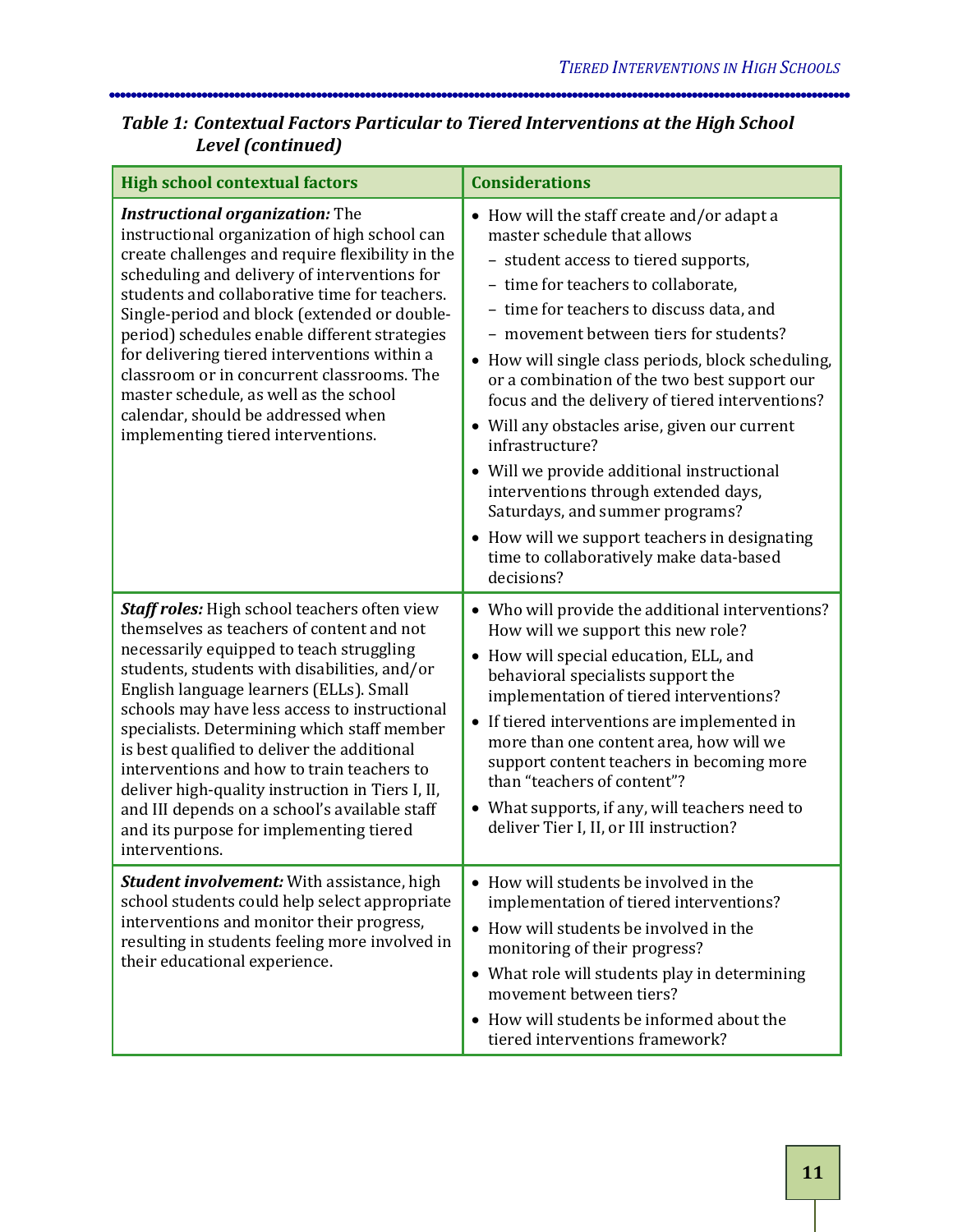***Table 1: Contextual Factors Particular to Tiered Interventions at the High School Level (continued)***

| High school contextual factors | Considerations |
| --- | --- |
| ***Instructional organization:*** The instructional organization of high school can create challenges and require flexibility in the scheduling and delivery of interventions for students and collaborative time for teachers. Single-period and block (extended or double-period) schedules enable different strategies for delivering tiered interventions within a classroom or in concurrent classrooms. The master schedule, as well as the school calendar, should be addressed when implementing tiered interventions. | • How will the staff create and/or adapt a master schedule that allows<br>– student access to tiered supports,<br>– time for teachers to collaborate,<br>– time for teachers to discuss data, and<br>– movement between tiers for students?<br>• How will single class periods, block scheduling, or a combination of the two best support our focus and the delivery of tiered interventions?<br>• Will any obstacles arise, given our current infrastructure?<br>• Will we provide additional instructional interventions through extended days, Saturdays, and summer programs?<br>• How will we support teachers in designating time to collaboratively make data-based decisions? |
| ***Staff roles:*** High school teachers often view themselves as teachers of content and not necessarily equipped to teach struggling students, students with disabilities, and/or English language learners (ELLs). Small schools may have less access to instructional specialists. Determining which staff member is best qualified to deliver the additional interventions and how to train teachers to deliver high-quality instruction in Tiers I, II, and III depends on a school's available staff and its purpose for implementing tiered interventions. | • Who will provide the additional interventions? How will we support this new role?<br>• How will special education, ELL, and behavioral specialists support the implementation of tiered interventions?<br>• If tiered interventions are implemented in more than one content area, how will we support content teachers in becoming more than "teachers of content"?<br>• What supports, if any, will teachers need to deliver Tier I, II, or III instruction? |
| ***Student involvement:*** With assistance, high school students could help select appropriate interventions and monitor their progress, resulting in students feeling more involved in their educational experience. | • How will students be involved in the implementation of tiered interventions?<br>• How will students be involved in the monitoring of their progress?<br>• What role will students play in determining movement between tiers?<br>• How will students be informed about the tiered interventions framework? |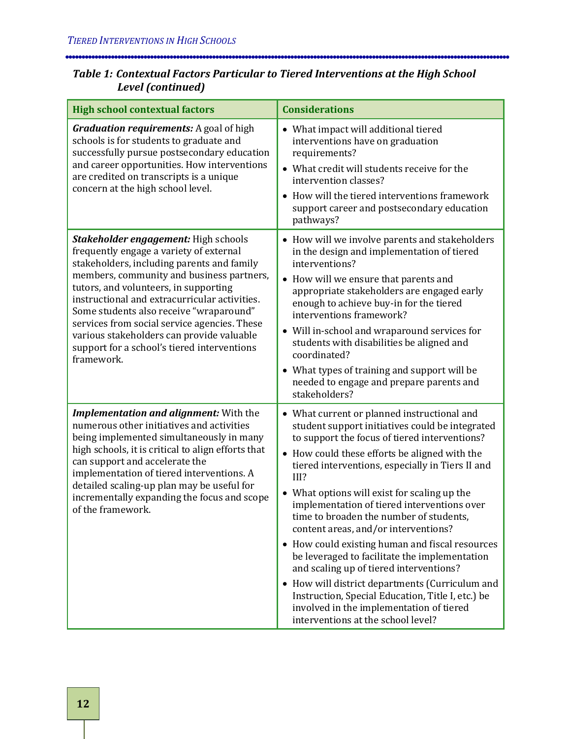***Table 1: Contextual Factors Particular to Tiered Interventions at the High School Level (continued)***

| High school contextual factors | Considerations |
|---|---|
| ***Graduation requirements:*** A goal of high schools is for students to graduate and successfully pursue postsecondary education and career opportunities. How interventions are credited on transcripts is a unique concern at the high school level. | • What impact will additional tiered interventions have on graduation requirements?<br>• What credit will students receive for the intervention classes?<br>• How will the tiered interventions framework support career and postsecondary education pathways? |
| ***Stakeholder engagement:*** High schools frequently engage a variety of external stakeholders, including parents and family members, community and business partners, tutors, and volunteers, in supporting instructional and extracurricular activities. Some students also receive "wraparound" services from social service agencies. These various stakeholders can provide valuable support for a school's tiered interventions framework. | • How will we involve parents and stakeholders in the design and implementation of tiered interventions?<br>• How will we ensure that parents and appropriate stakeholders are engaged early enough to achieve buy-in for the tiered interventions framework?<br>• Will in-school and wraparound services for students with disabilities be aligned and coordinated?<br>• What types of training and support will be needed to engage and prepare parents and stakeholders? |
| ***Implementation and alignment:*** With the numerous other initiatives and activities being implemented simultaneously in many high schools, it is critical to align efforts that can support and accelerate the implementation of tiered interventions. A detailed scaling-up plan may be useful for incrementally expanding the focus and scope of the framework. | • What current or planned instructional and student support initiatives could be integrated to support the focus of tiered interventions?<br>• How could these efforts be aligned with the tiered interventions, especially in Tiers II and III?<br>• What options will exist for scaling up the implementation of tiered interventions over time to broaden the number of students, content areas, and/or interventions?<br>• How could existing human and fiscal resources be leveraged to facilitate the implementation and scaling up of tiered interventions?<br>• How will district departments (Curriculum and Instruction, Special Education, Title I, etc.) be involved in the implementation of tiered interventions at the school level? |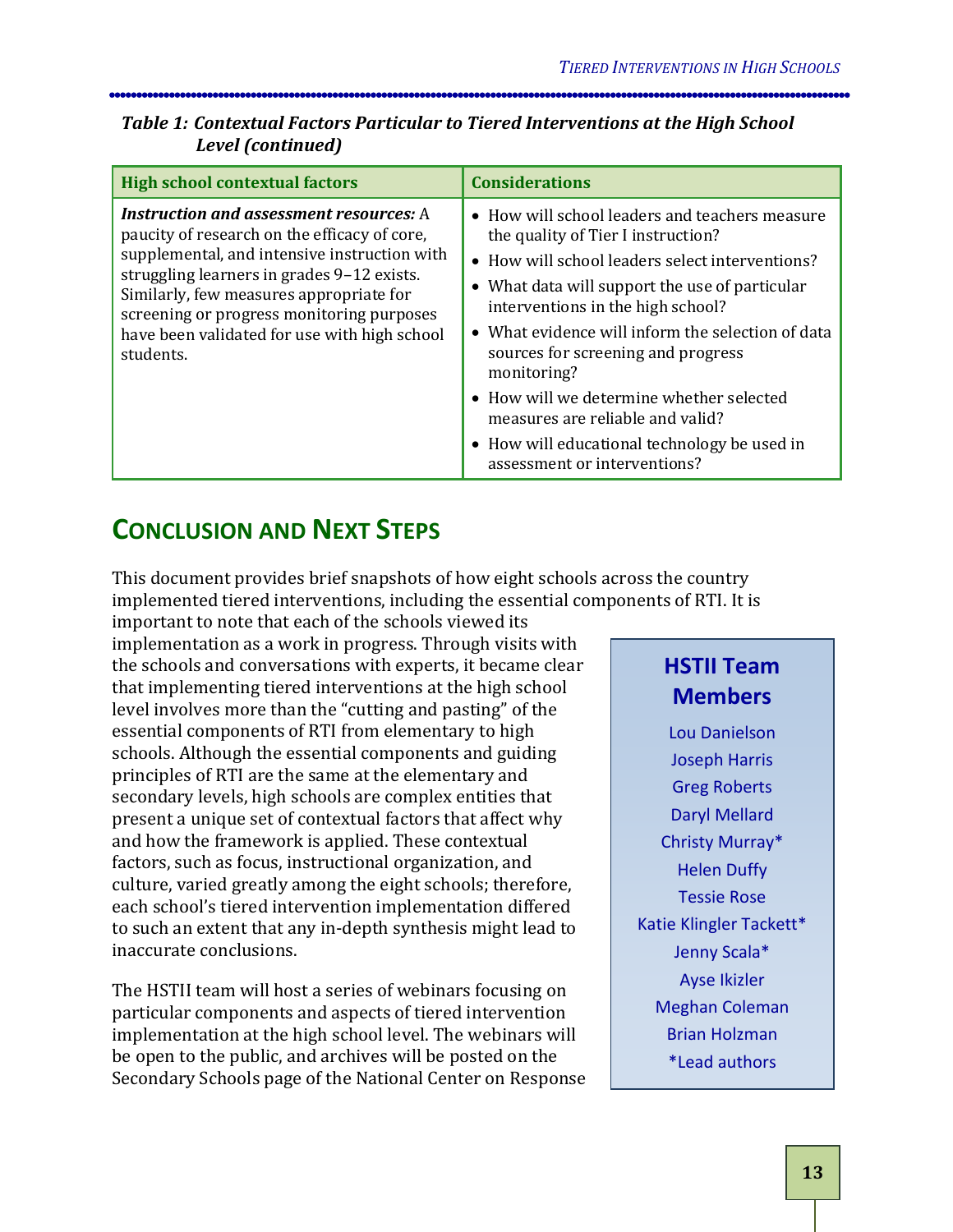***Table 1: Contextual Factors Particular to Tiered Interventions at the High School Level (continued)***

| High school contextual factors | Considerations |
|---|---|
| ***Instruction and assessment resources:*** A paucity of research on the efficacy of core, supplemental, and intensive instruction with struggling learners in grades 9–12 exists. Similarly, few measures appropriate for screening or progress monitoring purposes have been validated for use with high school students. | • How will school leaders and teachers measure the quality of Tier I instruction?<br>• How will school leaders select interventions?<br>• What data will support the use of particular interventions in the high school?<br>• What evidence will inform the selection of data sources for screening and progress monitoring?<br>• How will we determine whether selected measures are reliable and valid?<br>• How will educational technology be used in assessment or interventions? |

## Conclusion and Next Steps

This document provides brief snapshots of how eight schools across the country implemented tiered interventions, including the essential components of RTI. It is important to note that each of the schools viewed its implementation as a work in progress. Through visits with the schools and conversations with experts, it became clear that implementing tiered interventions at the high school level involves more than the "cutting and pasting" of the essential components of RTI from elementary to high schools. Although the essential components and guiding principles of RTI are the same at the elementary and secondary levels, high schools are complex entities that present a unique set of contextual factors that affect why and how the framework is applied. These contextual factors, such as focus, instructional organization, and culture, varied greatly among the eight schools; therefore, each school's tiered intervention implementation differed to such an extent that any in-depth synthesis might lead to inaccurate conclusions.

The HSTII team will host a series of webinars focusing on particular components and aspects of tiered intervention implementation at the high school level. The webinars will be open to the public, and archives will be posted on the Secondary Schools page of the National Center on Response

**HSTII Team Members**

Lou Danielson
Joseph Harris
Greg Roberts
Daryl Mellard
Christy Murray*
Helen Duffy
Tessie Rose
Katie Klingler Tackett*
Jenny Scala*
Ayse Ikizler
Meghan Coleman
Brian Holzman
*Lead authors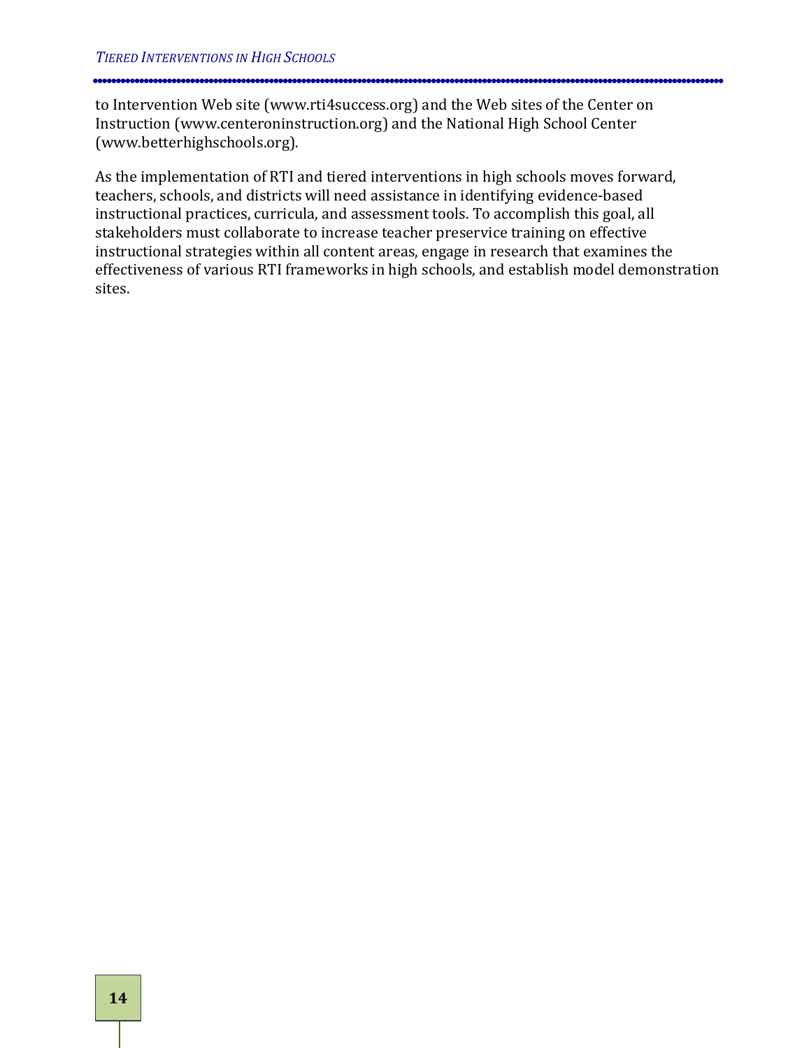to Intervention Web site (www.rti4success.org) and the Web sites of the Center on Instruction (www.centeroninstruction.org) and the National High School Center (www.betterhighschools.org).

As the implementation of RTI and tiered interventions in high schools moves forward, teachers, schools, and districts will need assistance in identifying evidence-based instructional practices, curricula, and assessment tools. To accomplish this goal, all stakeholders must collaborate to increase teacher preservice training on effective instructional strategies within all content areas, engage in research that examines the effectiveness of various RTI frameworks in high schools, and establish model demonstration sites.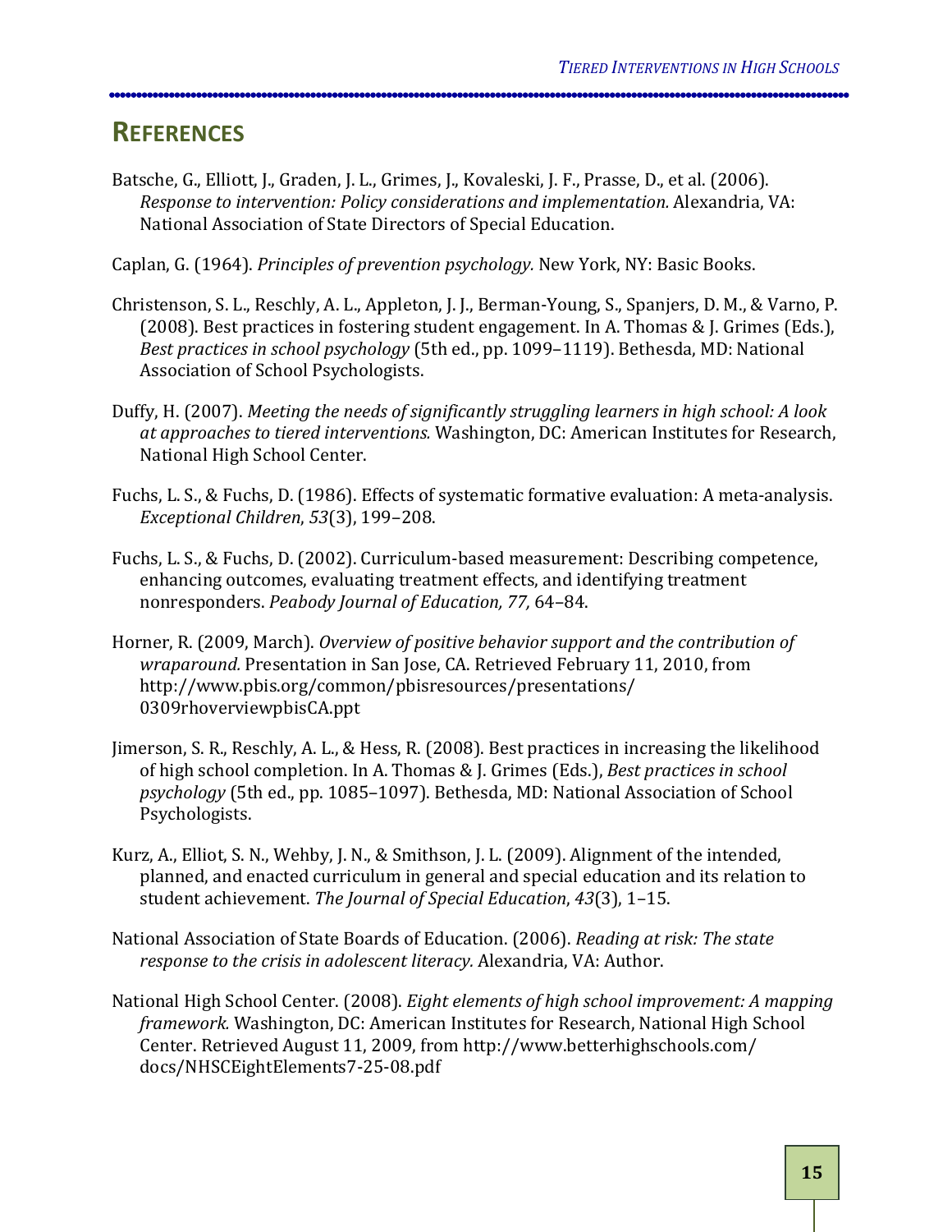## REFERENCES

Batsche, G., Elliott, J., Graden, J. L., Grimes, J., Kovaleski, J. F., Prasse, D., et al. (2006). *Response to intervention: Policy considerations and implementation.* Alexandria, VA: National Association of State Directors of Special Education.

Caplan, G. (1964). *Principles of prevention psychology.* New York, NY: Basic Books.

Christenson, S. L., Reschly, A. L., Appleton, J. J., Berman-Young, S., Spanjers, D. M., & Varno, P. (2008). Best practices in fostering student engagement. In A. Thomas & J. Grimes (Eds.), *Best practices in school psychology* (5th ed., pp. 1099–1119). Bethesda, MD: National Association of School Psychologists.

Duffy, H. (2007). *Meeting the needs of significantly struggling learners in high school: A look at approaches to tiered interventions.* Washington, DC: American Institutes for Research, National High School Center.

Fuchs, L. S., & Fuchs, D. (1986). Effects of systematic formative evaluation: A meta-analysis. *Exceptional Children*, *53*(3), 199–208.

Fuchs, L. S., & Fuchs, D. (2002). Curriculum-based measurement: Describing competence, enhancing outcomes, evaluating treatment effects, and identifying treatment nonresponders. *Peabody Journal of Education, 77,* 64–84.

Horner, R. (2009, March). *Overview of positive behavior support and the contribution of wraparound.* Presentation in San Jose, CA. Retrieved February 11, 2010, from http://www.pbis.org/common/pbisresources/presentations/0309rhoverviewpbisCA.ppt

Jimerson, S. R., Reschly, A. L., & Hess, R. (2008). Best practices in increasing the likelihood of high school completion. In A. Thomas & J. Grimes (Eds.), *Best practices in school psychology* (5th ed., pp. 1085–1097). Bethesda, MD: National Association of School Psychologists.

Kurz, A., Elliot, S. N., Wehby, J. N., & Smithson, J. L. (2009). Alignment of the intended, planned, and enacted curriculum in general and special education and its relation to student achievement. *The Journal of Special Education*, *43*(3), 1–15.

National Association of State Boards of Education. (2006). *Reading at risk: The state response to the crisis in adolescent literacy.* Alexandria, VA: Author.

National High School Center. (2008). *Eight elements of high school improvement: A mapping framework.* Washington, DC: American Institutes for Research, National High School Center. Retrieved August 11, 2009, from http://www.betterhighschools.com/docs/NHSCEightElements7-25-08.pdf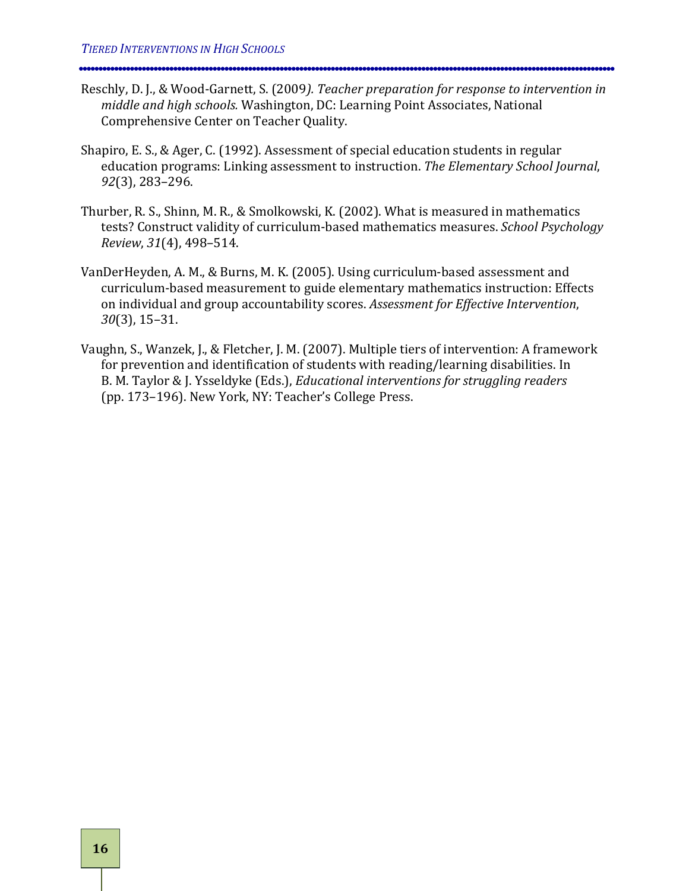Reschly, D. J., & Wood-Garnett, S. (2009*). Teacher preparation for response to intervention in middle and high schools.* Washington, DC: Learning Point Associates, National Comprehensive Center on Teacher Quality.

Shapiro, E. S., & Ager, C. (1992). Assessment of special education students in regular education programs: Linking assessment to instruction. *The Elementary School Journal*, *92*(3), 283–296.

Thurber, R. S., Shinn, M. R., & Smolkowski, K. (2002). What is measured in mathematics tests? Construct validity of curriculum-based mathematics measures. *School Psychology Review*, *31*(4), 498–514.

VanDerHeyden, A. M., & Burns, M. K. (2005). Using curriculum-based assessment and curriculum-based measurement to guide elementary mathematics instruction: Effects on individual and group accountability scores. *Assessment for Effective Intervention*, *30*(3), 15–31.

Vaughn, S., Wanzek, J., & Fletcher, J. M. (2007). Multiple tiers of intervention: A framework for prevention and identification of students with reading/learning disabilities. In B. M. Taylor & J. Ysseldyke (Eds.), *Educational interventions for struggling readers* (pp. 173–196). New York, NY: Teacher's College Press.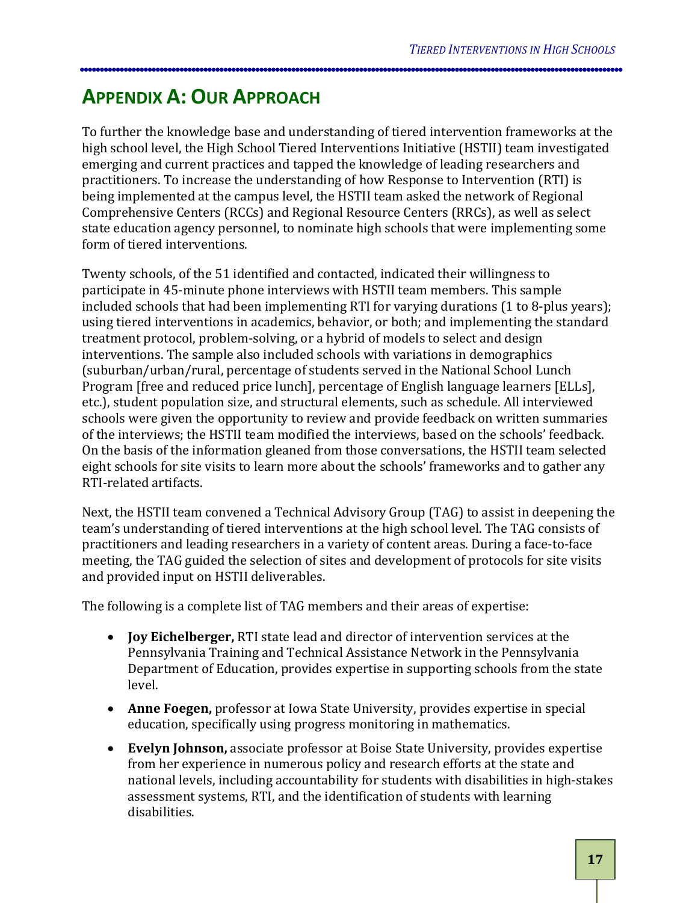# Appendix A: Our Approach

To further the knowledge base and understanding of tiered intervention frameworks at the high school level, the High School Tiered Interventions Initiative (HSTII) team investigated emerging and current practices and tapped the knowledge of leading researchers and practitioners. To increase the understanding of how Response to Intervention (RTI) is being implemented at the campus level, the HSTII team asked the network of Regional Comprehensive Centers (RCCs) and Regional Resource Centers (RRCs), as well as select state education agency personnel, to nominate high schools that were implementing some form of tiered interventions.

Twenty schools, of the 51 identified and contacted, indicated their willingness to participate in 45-minute phone interviews with HSTII team members. This sample included schools that had been implementing RTI for varying durations (1 to 8-plus years); using tiered interventions in academics, behavior, or both; and implementing the standard treatment protocol, problem-solving, or a hybrid of models to select and design interventions. The sample also included schools with variations in demographics (suburban/urban/rural, percentage of students served in the National School Lunch Program [free and reduced price lunch], percentage of English language learners [ELLs], etc.), student population size, and structural elements, such as schedule. All interviewed schools were given the opportunity to review and provide feedback on written summaries of the interviews; the HSTII team modified the interviews, based on the schools' feedback. On the basis of the information gleaned from those conversations, the HSTII team selected eight schools for site visits to learn more about the schools' frameworks and to gather any RTI-related artifacts.

Next, the HSTII team convened a Technical Advisory Group (TAG) to assist in deepening the team's understanding of tiered interventions at the high school level. The TAG consists of practitioners and leading researchers in a variety of content areas. During a face-to-face meeting, the TAG guided the selection of sites and development of protocols for site visits and provided input on HSTII deliverables.

The following is a complete list of TAG members and their areas of expertise:

- **Joy Eichelberger,** RTI state lead and director of intervention services at the Pennsylvania Training and Technical Assistance Network in the Pennsylvania Department of Education, provides expertise in supporting schools from the state level.
- **Anne Foegen,** professor at Iowa State University, provides expertise in special education, specifically using progress monitoring in mathematics.
- **Evelyn Johnson,** associate professor at Boise State University, provides expertise from her experience in numerous policy and research efforts at the state and national levels, including accountability for students with disabilities in high-stakes assessment systems, RTI, and the identification of students with learning disabilities.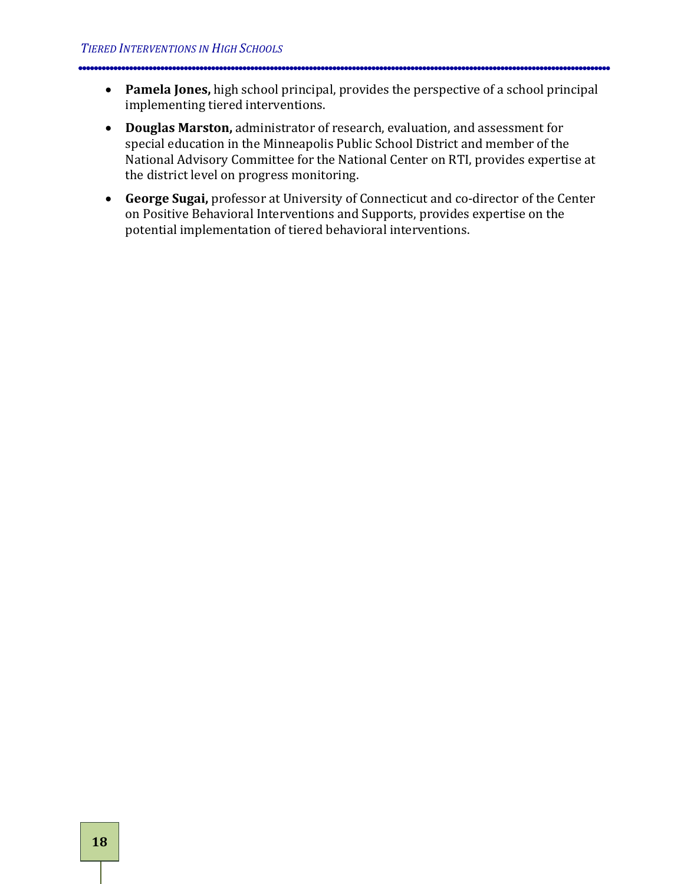- **Pamela Jones,** high school principal, provides the perspective of a school principal implementing tiered interventions.
- **Douglas Marston,** administrator of research, evaluation, and assessment for special education in the Minneapolis Public School District and member of the National Advisory Committee for the National Center on RTI, provides expertise at the district level on progress monitoring.
- **George Sugai,** professor at University of Connecticut and co-director of the Center on Positive Behavioral Interventions and Supports, provides expertise on the potential implementation of tiered behavioral interventions.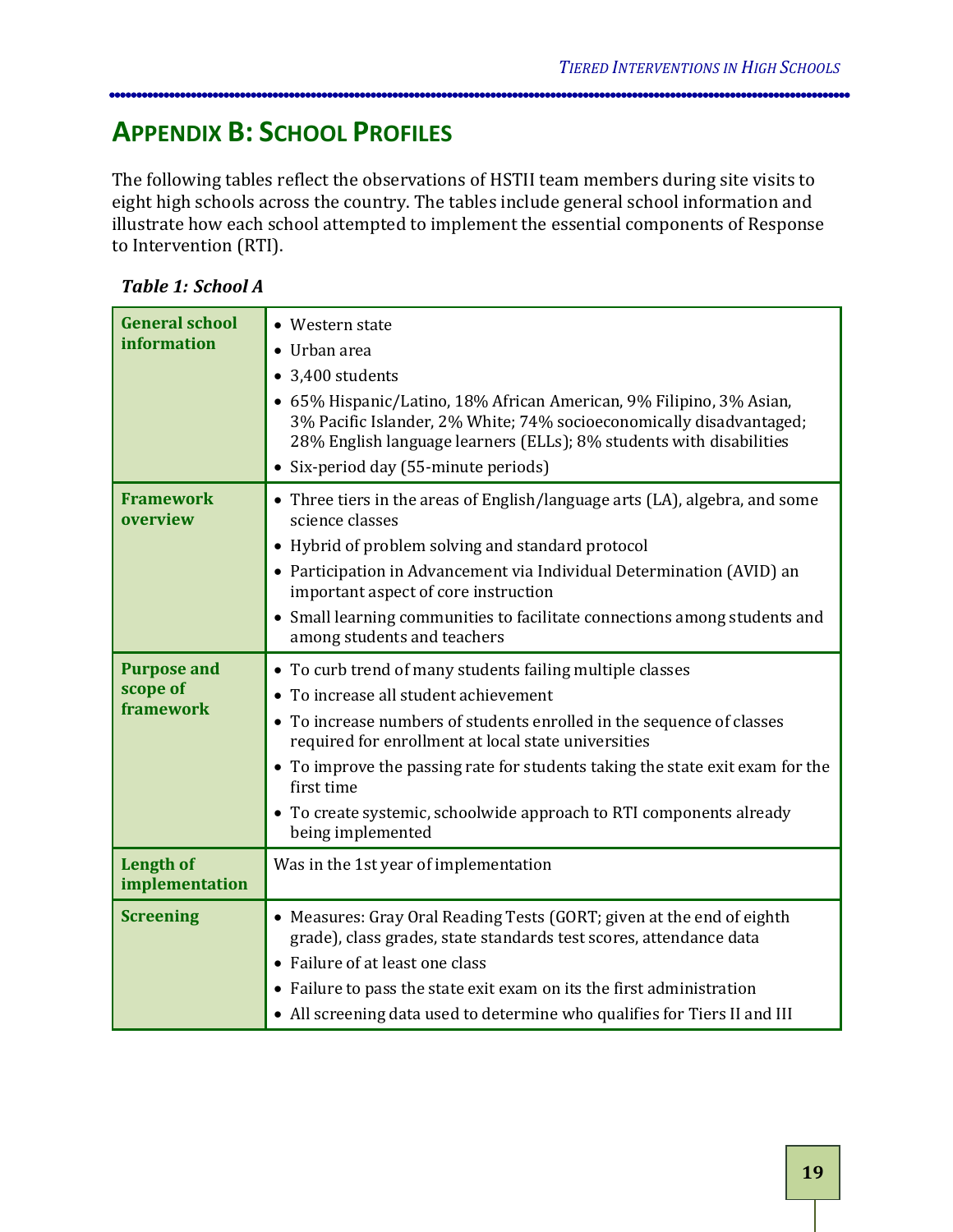## APPENDIX B: SCHOOL PROFILES

The following tables reflect the observations of HSTII team members during site visits to eight high schools across the country. The tables include general school information and illustrate how each school attempted to implement the essential components of Response to Intervention (RTI).

***Table 1: School A***

| | |
|---|---|
| **General school information** | • Western state<br>• Urban area<br>• 3,400 students<br>• 65% Hispanic/Latino, 18% African American, 9% Filipino, 3% Asian, 3% Pacific Islander, 2% White; 74% socioeconomically disadvantaged; 28% English language learners (ELLs); 8% students with disabilities<br>• Six-period day (55-minute periods) |
| **Framework overview** | • Three tiers in the areas of English/language arts (LA), algebra, and some science classes<br>• Hybrid of problem solving and standard protocol<br>• Participation in Advancement via Individual Determination (AVID) an important aspect of core instruction<br>• Small learning communities to facilitate connections among students and among students and teachers |
| **Purpose and scope of framework** | • To curb trend of many students failing multiple classes<br>• To increase all student achievement<br>• To increase numbers of students enrolled in the sequence of classes required for enrollment at local state universities<br>• To improve the passing rate for students taking the state exit exam for the first time<br>• To create systemic, schoolwide approach to RTI components already being implemented |
| **Length of implementation** | Was in the 1st year of implementation |
| **Screening** | • Measures: Gray Oral Reading Tests (GORT; given at the end of eighth grade), class grades, state standards test scores, attendance data<br>• Failure of at least one class<br>• Failure to pass the state exit exam on its the first administration<br>• All screening data used to determine who qualifies for Tiers II and III |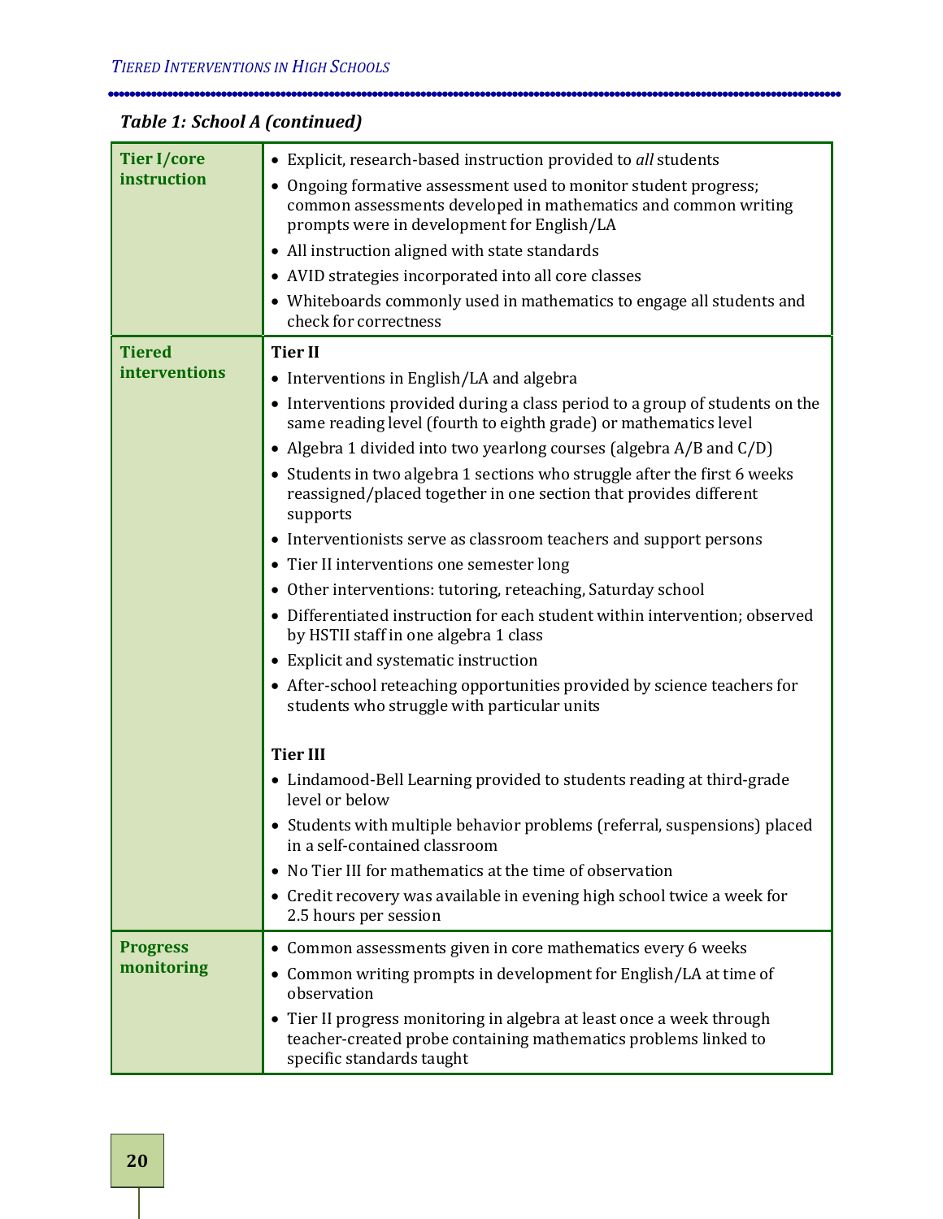*Table 1: School A (continued)*

| | |
|---|---|
| **Tier I/core instruction** | • Explicit, research-based instruction provided to *all* students<br>• Ongoing formative assessment used to monitor student progress; common assessments developed in mathematics and common writing prompts were in development for English/LA<br>• All instruction aligned with state standards<br>• AVID strategies incorporated into all core classes<br>• Whiteboards commonly used in mathematics to engage all students and check for correctness |
| **Tiered interventions** | **Tier II**<br>• Interventions in English/LA and algebra<br>• Interventions provided during a class period to a group of students on the same reading level (fourth to eighth grade) or mathematics level<br>• Algebra 1 divided into two yearlong courses (algebra A/B and C/D)<br>• Students in two algebra 1 sections who struggle after the first 6 weeks reassigned/placed together in one section that provides different supports<br>• Interventionists serve as classroom teachers and support persons<br>• Tier II interventions one semester long<br>• Other interventions: tutoring, reteaching, Saturday school<br>• Differentiated instruction for each student within intervention; observed by HSTII staff in one algebra 1 class<br>• Explicit and systematic instruction<br>• After-school reteaching opportunities provided by science teachers for students who struggle with particular units<br><br>**Tier III**<br>• Lindamood-Bell Learning provided to students reading at third-grade level or below<br>• Students with multiple behavior problems (referral, suspensions) placed in a self-contained classroom<br>• No Tier III for mathematics at the time of observation<br>• Credit recovery was available in evening high school twice a week for 2.5 hours per session |
| **Progress monitoring** | • Common assessments given in core mathematics every 6 weeks<br>• Common writing prompts in development for English/LA at time of observation<br>• Tier II progress monitoring in algebra at least once a week through teacher-created probe containing mathematics problems linked to specific standards taught |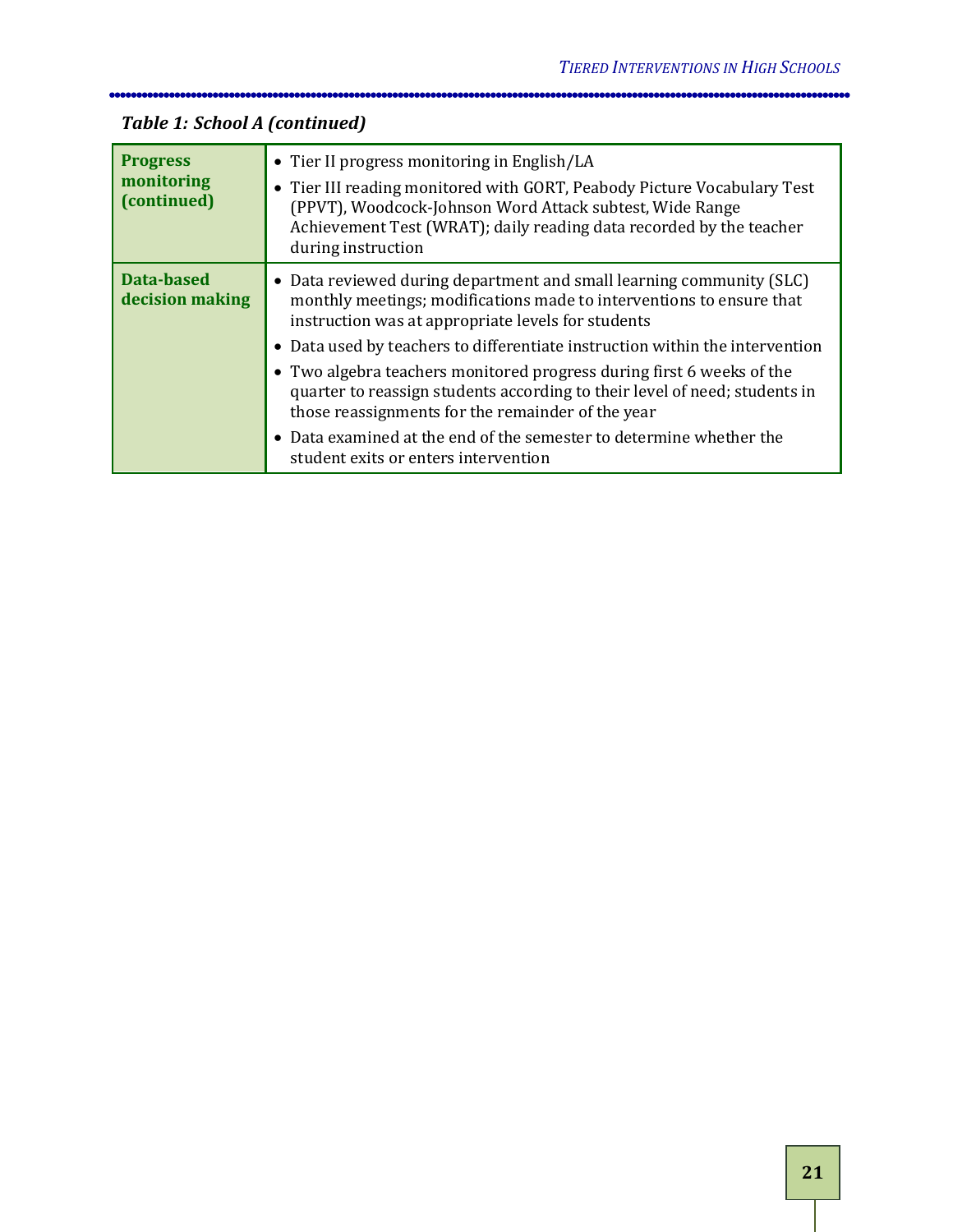*Table 1: School A (continued)*

| | |
|---|---|
| **Progress monitoring (continued)** | • Tier II progress monitoring in English/LA<br>• Tier III reading monitored with GORT, Peabody Picture Vocabulary Test (PPVT), Woodcock-Johnson Word Attack subtest, Wide Range Achievement Test (WRAT); daily reading data recorded by the teacher during instruction |
| **Data-based decision making** | • Data reviewed during department and small learning community (SLC) monthly meetings; modifications made to interventions to ensure that instruction was at appropriate levels for students<br>• Data used by teachers to differentiate instruction within the intervention<br>• Two algebra teachers monitored progress during first 6 weeks of the quarter to reassign students according to their level of need; students in those reassignments for the remainder of the year<br>• Data examined at the end of the semester to determine whether the student exits or enters intervention |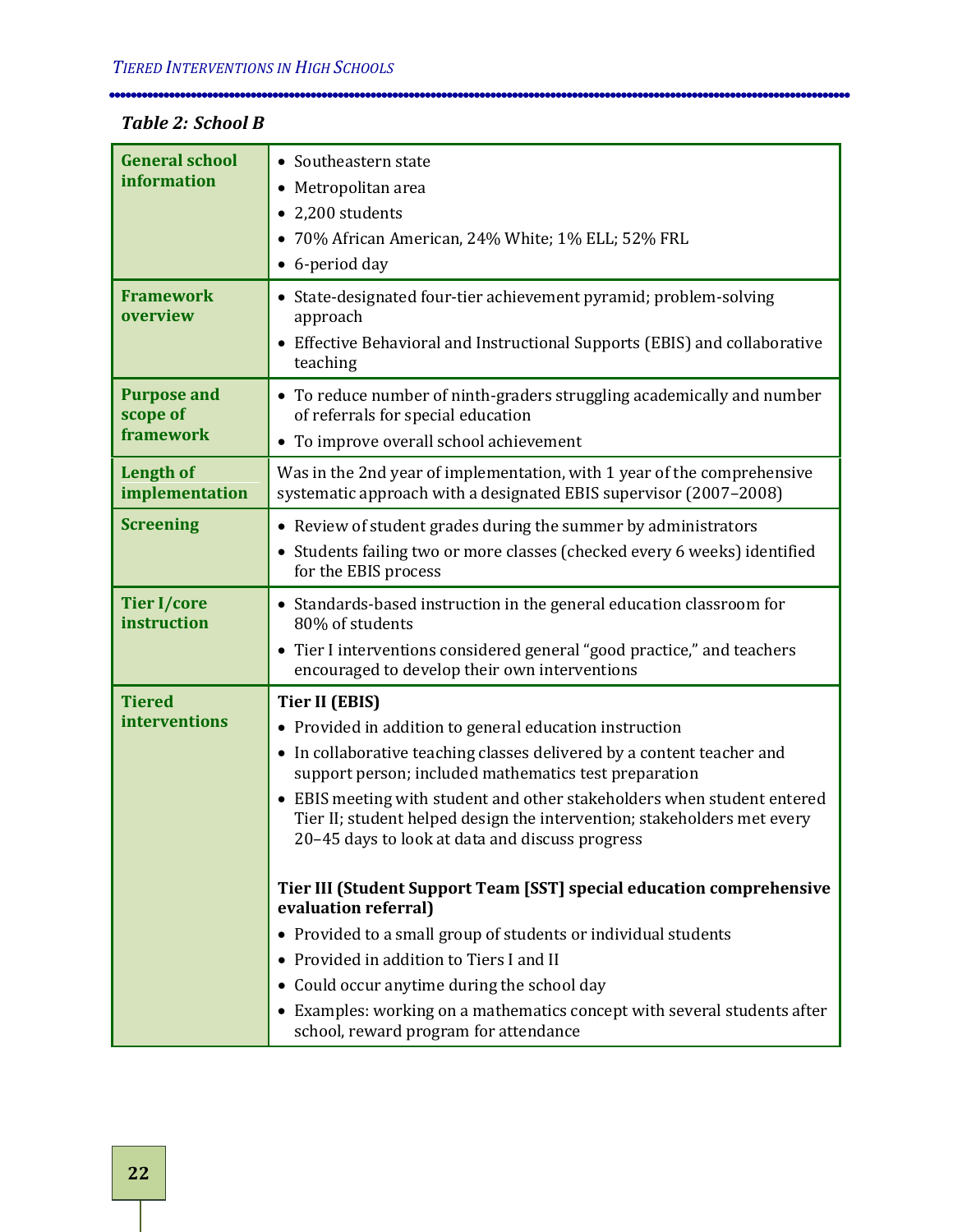*Table 2: School B*

| | |
|---|---|
| **General school information** | • Southeastern state<br>• Metropolitan area<br>• 2,200 students<br>• 70% African American, 24% White; 1% ELL; 52% FRL<br>• 6-period day |
| **Framework overview** | • State-designated four-tier achievement pyramid; problem-solving approach<br>• Effective Behavioral and Instructional Supports (EBIS) and collaborative teaching |
| **Purpose and scope of framework** | • To reduce number of ninth-graders struggling academically and number of referrals for special education<br>• To improve overall school achievement |
| **Length of implementation** | Was in the 2nd year of implementation, with 1 year of the comprehensive systematic approach with a designated EBIS supervisor (2007–2008) |
| **Screening** | • Review of student grades during the summer by administrators<br>• Students failing two or more classes (checked every 6 weeks) identified for the EBIS process |
| **Tier I/core instruction** | • Standards-based instruction in the general education classroom for 80% of students<br>• Tier I interventions considered general "good practice," and teachers encouraged to develop their own interventions |
| **Tiered interventions** | **Tier II (EBIS)**<br>• Provided in addition to general education instruction<br>• In collaborative teaching classes delivered by a content teacher and support person; included mathematics test preparation<br>• EBIS meeting with student and other stakeholders when student entered Tier II; student helped design the intervention; stakeholders met every 20–45 days to look at data and discuss progress<br><br>**Tier III (Student Support Team [SST] special education comprehensive evaluation referral)**<br>• Provided to a small group of students or individual students<br>• Provided in addition to Tiers I and II<br>• Could occur anytime during the school day<br>• Examples: working on a mathematics concept with several students after school, reward program for attendance |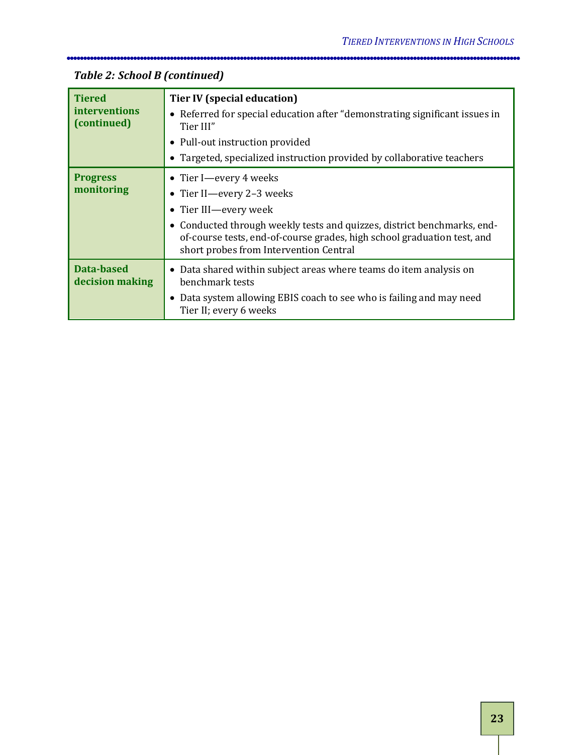*Table 2: School B (continued)*

| | |
|---|---|
| **Tiered interventions (continued)** | **Tier IV (special education)**<br>• Referred for special education after "demonstrating significant issues in Tier III"<br>• Pull-out instruction provided<br>• Targeted, specialized instruction provided by collaborative teachers |
| **Progress monitoring** | • Tier I—every 4 weeks<br>• Tier II—every 2–3 weeks<br>• Tier III—every week<br>• Conducted through weekly tests and quizzes, district benchmarks, end-of-course tests, end-of-course grades, high school graduation test, and short probes from Intervention Central |
| **Data-based decision making** | • Data shared within subject areas where teams do item analysis on benchmark tests<br>• Data system allowing EBIS coach to see who is failing and may need Tier II; every 6 weeks |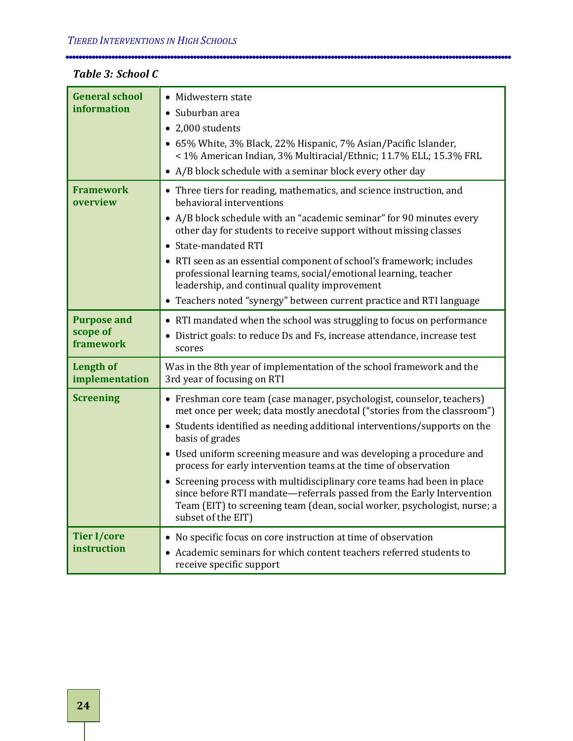***Table 3: School C***

| | |
|---|---|
| **General school information** | • Midwestern state<br>• Suburban area<br>• 2,000 students<br>• 65% White, 3% Black, 22% Hispanic, 7% Asian/Pacific Islander, < 1% American Indian, 3% Multiracial/Ethnic; 11.7% ELL; 15.3% FRL<br>• A/B block schedule with a seminar block every other day |
| **Framework overview** | • Three tiers for reading, mathematics, and science instruction, and behavioral interventions<br>• A/B block schedule with an "academic seminar" for 90 minutes every other day for students to receive support without missing classes<br>• State-mandated RTI<br>• RTI seen as an essential component of school's framework; includes professional learning teams, social/emotional learning, teacher leadership, and continual quality improvement<br>• Teachers noted "synergy" between current practice and RTI language |
| **Purpose and scope of framework** | • RTI mandated when the school was struggling to focus on performance<br>• District goals: to reduce Ds and Fs, increase attendance, increase test scores |
| **Length of implementation** | Was in the 8th year of implementation of the school framework and the 3rd year of focusing on RTI |
| **Screening** | • Freshman core team (case manager, psychologist, counselor, teachers) met once per week; data mostly anecdotal ("stories from the classroom")<br>• Students identified as needing additional interventions/supports on the basis of grades<br>• Used uniform screening measure and was developing a procedure and process for early intervention teams at the time of observation<br>• Screening process with multidisciplinary core teams had been in place since before RTI mandate—referrals passed from the Early Intervention Team (EIT) to screening team (dean, social worker, psychologist, nurse; a subset of the EIT) |
| **Tier I/core instruction** | • No specific focus on core instruction at time of observation<br>• Academic seminars for which content teachers referred students to receive specific support |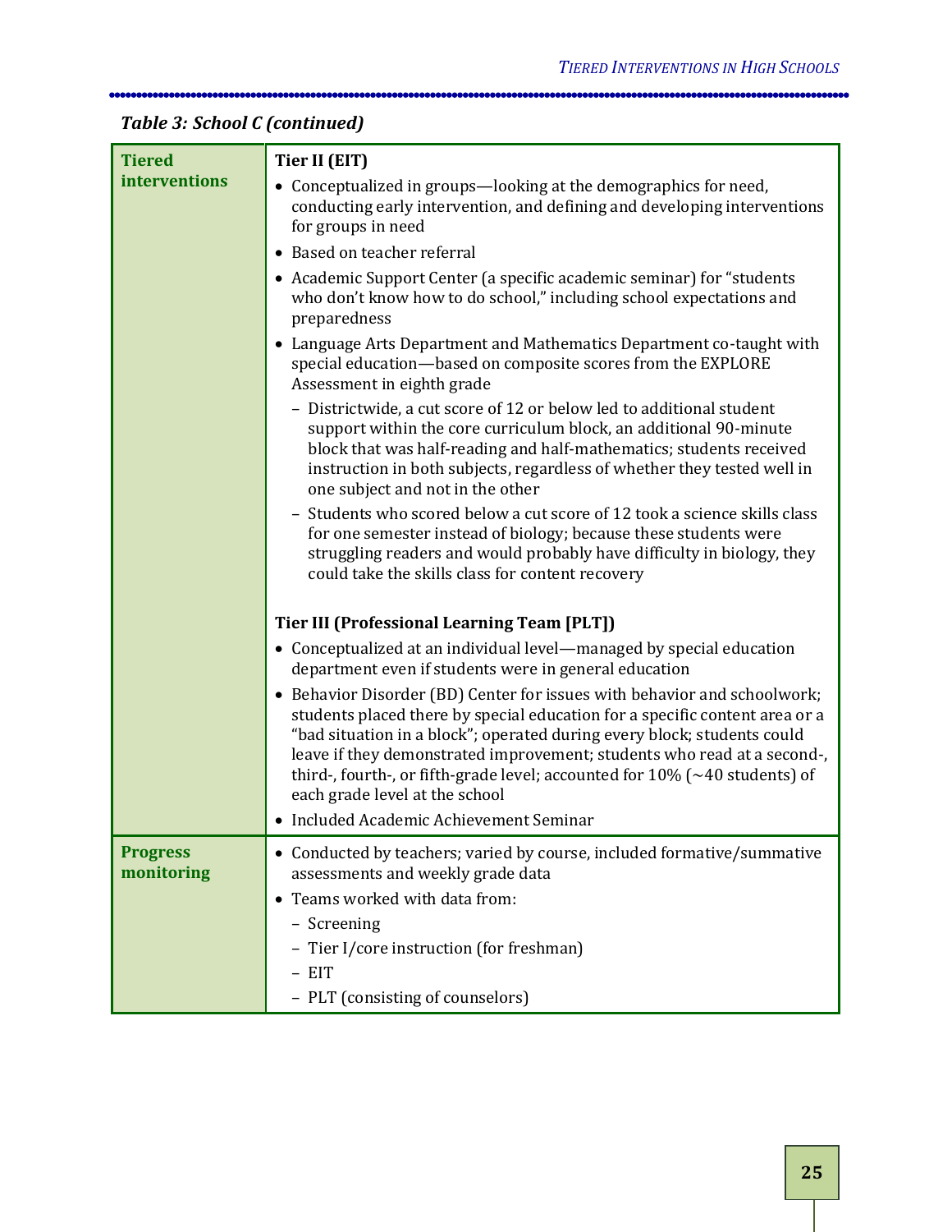*Table 3: School C (continued)*

| | |
|---|---|
| **Tiered interventions** | **Tier II (EIT)**<br>• Conceptualized in groups—looking at the demographics for need, conducting early intervention, and defining and developing interventions for groups in need<br>• Based on teacher referral<br>• Academic Support Center (a specific academic seminar) for "students who don't know how to do school," including school expectations and preparedness<br>• Language Arts Department and Mathematics Department co-taught with special education—based on composite scores from the EXPLORE Assessment in eighth grade<br>  – Districtwide, a cut score of 12 or below led to additional student support within the core curriculum block, an additional 90-minute block that was half-reading and half-mathematics; students received instruction in both subjects, regardless of whether they tested well in one subject and not in the other<br>  – Students who scored below a cut score of 12 took a science skills class for one semester instead of biology; because these students were struggling readers and would probably have difficulty in biology, they could take the skills class for content recovery<br><br>**Tier III (Professional Learning Team [PLT])**<br>• Conceptualized at an individual level—managed by special education department even if students were in general education<br>• Behavior Disorder (BD) Center for issues with behavior and schoolwork; students placed there by special education for a specific content area or a "bad situation in a block"; operated during every block; students could leave if they demonstrated improvement; students who read at a second-, third-, fourth-, or fifth-grade level; accounted for 10% (~40 students) of each grade level at the school<br>• Included Academic Achievement Seminar |
| **Progress monitoring** | • Conducted by teachers; varied by course, included formative/summative assessments and weekly grade data<br>• Teams worked with data from:<br>  – Screening<br>  – Tier I/core instruction (for freshman)<br>  – EIT<br>  – PLT (consisting of counselors) |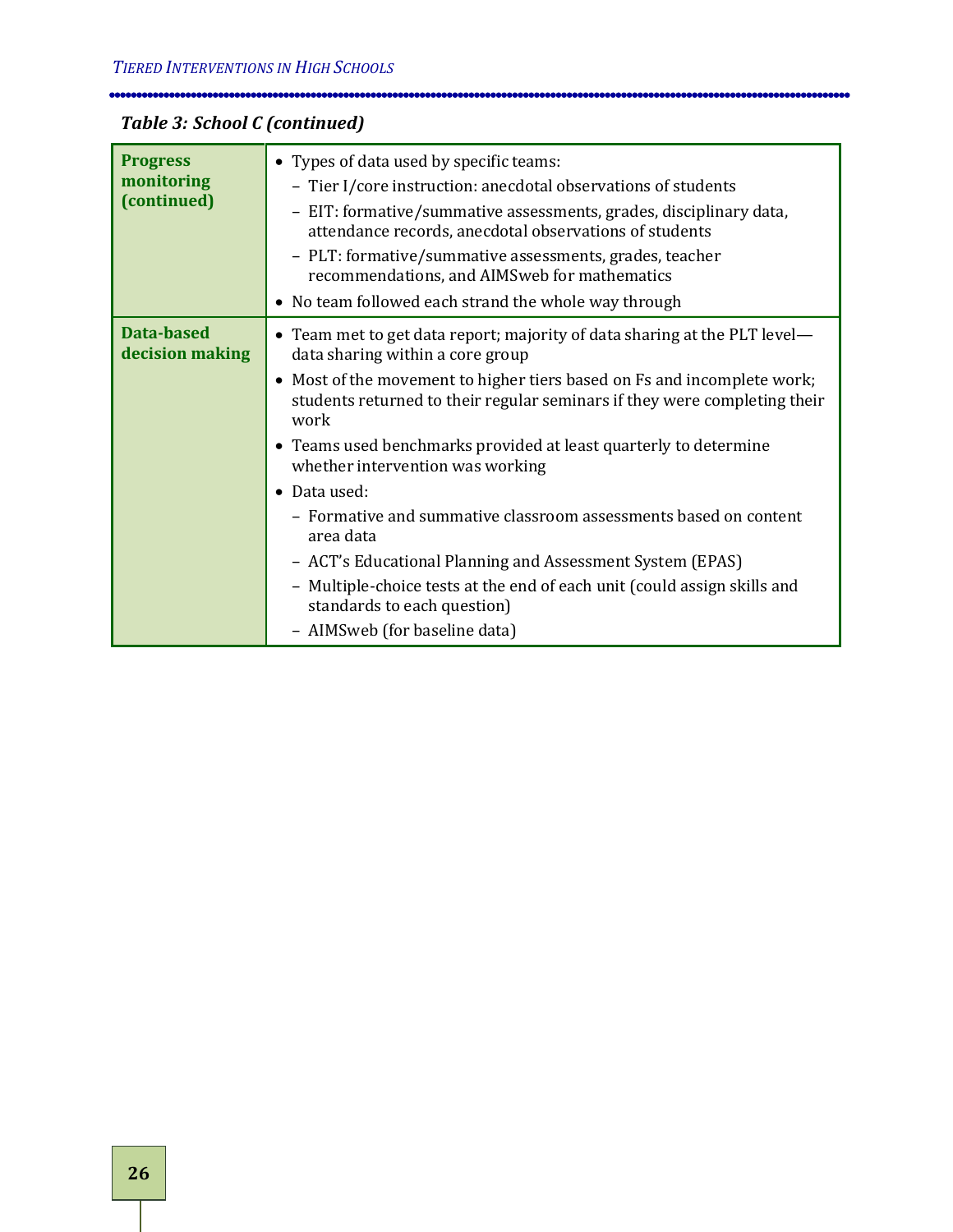*Table 3: School C (continued)*

| | |
|---|---|
| **Progress monitoring (continued)** | • Types of data used by specific teams:<br>– Tier I/core instruction: anecdotal observations of students<br>– EIT: formative/summative assessments, grades, disciplinary data, attendance records, anecdotal observations of students<br>– PLT: formative/summative assessments, grades, teacher recommendations, and AIMSweb for mathematics<br>• No team followed each strand the whole way through |
| **Data-based decision making** | • Team met to get data report; majority of data sharing at the PLT level—data sharing within a core group<br>• Most of the movement to higher tiers based on Fs and incomplete work; students returned to their regular seminars if they were completing their work<br>• Teams used benchmarks provided at least quarterly to determine whether intervention was working<br>• Data used:<br>– Formative and summative classroom assessments based on content area data<br>– ACT's Educational Planning and Assessment System (EPAS)<br>– Multiple-choice tests at the end of each unit (could assign skills and standards to each question)<br>– AIMSweb (for baseline data) |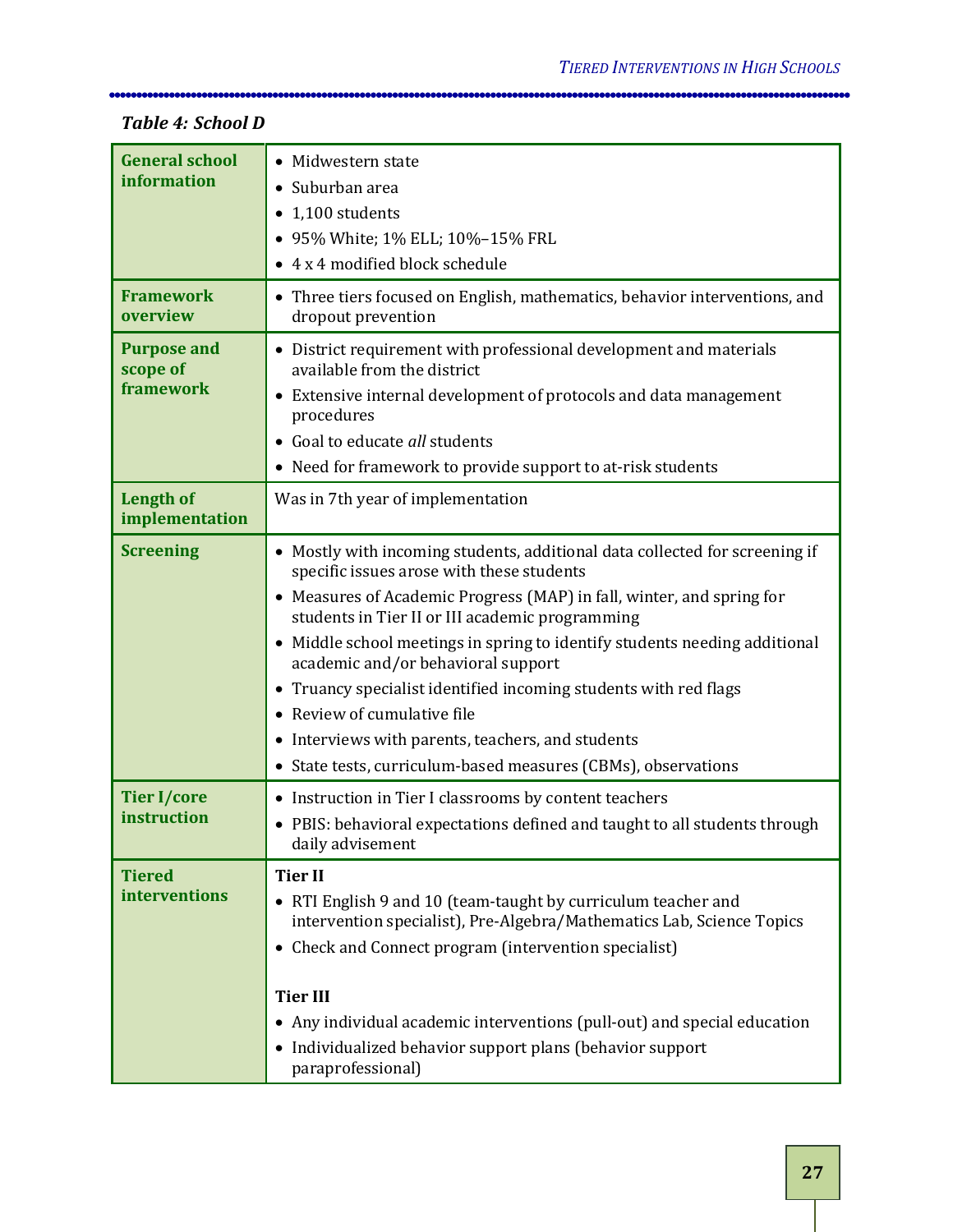*Table 4: School D*

| | |
|---|---|
| **General school information** | • Midwestern state<br>• Suburban area<br>• 1,100 students<br>• 95% White; 1% ELL; 10%–15% FRL<br>• 4 x 4 modified block schedule |
| **Framework overview** | • Three tiers focused on English, mathematics, behavior interventions, and dropout prevention |
| **Purpose and scope of framework** | • District requirement with professional development and materials available from the district<br>• Extensive internal development of protocols and data management procedures<br>• Goal to educate *all* students<br>• Need for framework to provide support to at-risk students |
| **Length of implementation** | Was in 7th year of implementation |
| **Screening** | • Mostly with incoming students, additional data collected for screening if specific issues arose with these students<br>• Measures of Academic Progress (MAP) in fall, winter, and spring for students in Tier II or III academic programming<br>• Middle school meetings in spring to identify students needing additional academic and/or behavioral support<br>• Truancy specialist identified incoming students with red flags<br>• Review of cumulative file<br>• Interviews with parents, teachers, and students<br>• State tests, curriculum-based measures (CBMs), observations |
| **Tier I/core instruction** | • Instruction in Tier I classrooms by content teachers<br>• PBIS: behavioral expectations defined and taught to all students through daily advisement |
| **Tiered interventions** | **Tier II**<br>• RTI English 9 and 10 (team-taught by curriculum teacher and intervention specialist), Pre-Algebra/Mathematics Lab, Science Topics<br>• Check and Connect program (intervention specialist)<br><br>**Tier III**<br>• Any individual academic interventions (pull-out) and special education<br>• Individualized behavior support plans (behavior support paraprofessional) |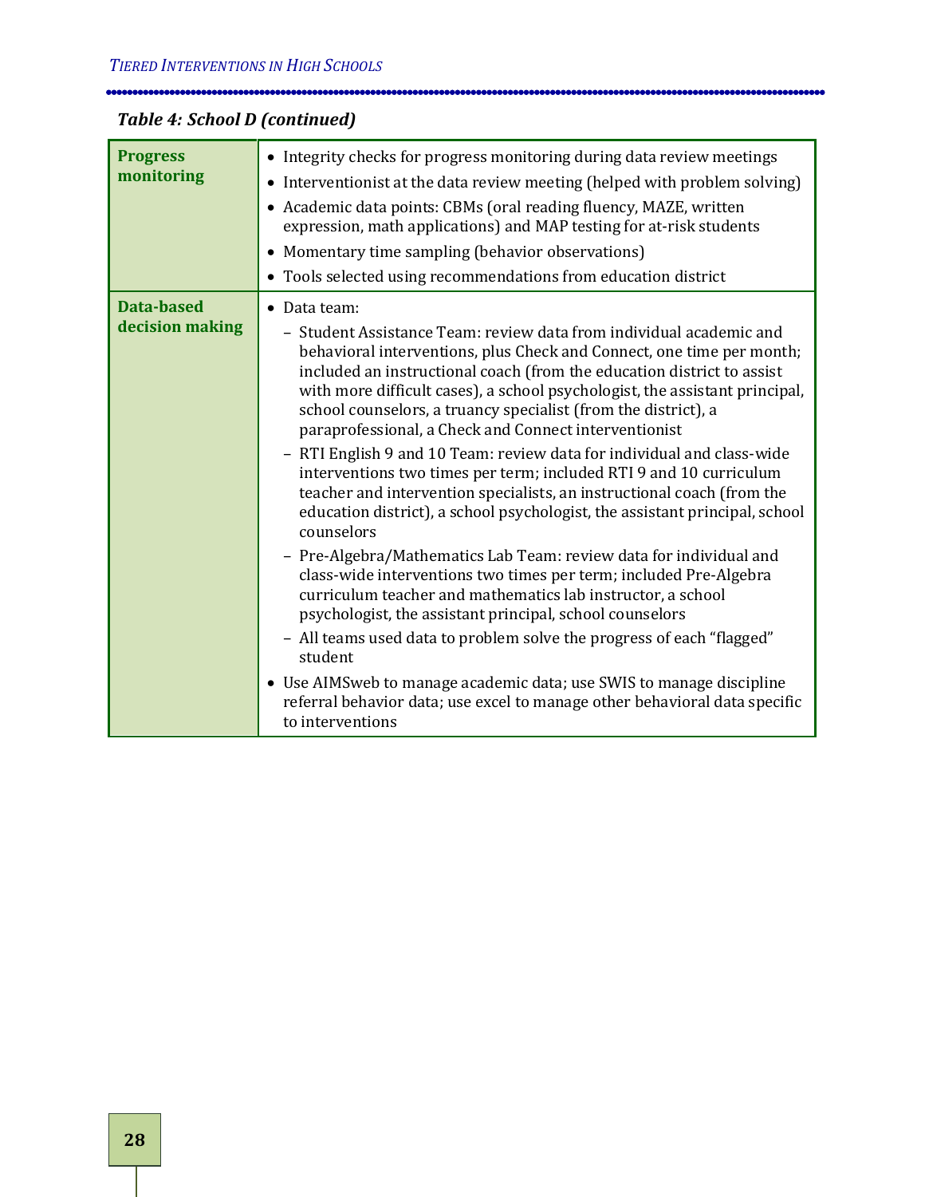*Table 4: School D (continued)*

| | |
|---|---|
| **Progress monitoring** | • Integrity checks for progress monitoring during data review meetings<br>• Interventionist at the data review meeting (helped with problem solving)<br>• Academic data points: CBMs (oral reading fluency, MAZE, written expression, math applications) and MAP testing for at-risk students<br>• Momentary time sampling (behavior observations)<br>• Tools selected using recommendations from education district |
| **Data-based decision making** | • Data team:<br>– Student Assistance Team: review data from individual academic and behavioral interventions, plus Check and Connect, one time per month; included an instructional coach (from the education district to assist with more difficult cases), a school psychologist, the assistant principal, school counselors, a truancy specialist (from the district), a paraprofessional, a Check and Connect interventionist<br>– RTI English 9 and 10 Team: review data for individual and class-wide interventions two times per term; included RTI 9 and 10 curriculum teacher and intervention specialists, an instructional coach (from the education district), a school psychologist, the assistant principal, school counselors<br>– Pre-Algebra/Mathematics Lab Team: review data for individual and class-wide interventions two times per term; included Pre-Algebra curriculum teacher and mathematics lab instructor, a school psychologist, the assistant principal, school counselors<br>– All teams used data to problem solve the progress of each "flagged" student<br>• Use AIMSweb to manage academic data; use SWIS to manage discipline referral behavior data; use excel to manage other behavioral data specific to interventions |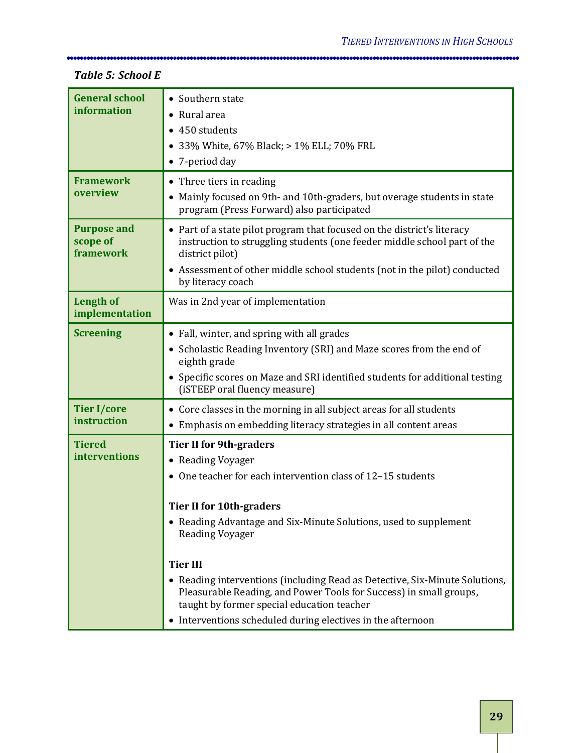*Table 5: School E*

| | |
|---|---|
| **General school information** | • Southern state<br>• Rural area<br>• 450 students<br>• 33% White, 67% Black; > 1% ELL; 70% FRL<br>• 7-period day |
| **Framework overview** | • Three tiers in reading<br>• Mainly focused on 9th- and 10th-graders, but overage students in state program (Press Forward) also participated |
| **Purpose and scope of framework** | • Part of a state pilot program that focused on the district's literacy instruction to struggling students (one feeder middle school part of the district pilot)<br>• Assessment of other middle school students (not in the pilot) conducted by literacy coach |
| **Length of implementation** | Was in 2nd year of implementation |
| **Screening** | • Fall, winter, and spring with all grades<br>• Scholastic Reading Inventory (SRI) and Maze scores from the end of eighth grade<br>• Specific scores on Maze and SRI identified students for additional testing (iSTEEP oral fluency measure) |
| **Tier I/core instruction** | • Core classes in the morning in all subject areas for all students<br>• Emphasis on embedding literacy strategies in all content areas |
| **Tiered interventions** | **Tier II for 9th-graders**<br>• Reading Voyager<br>• One teacher for each intervention class of 12–15 students<br><br>**Tier II for 10th-graders**<br>• Reading Advantage and Six-Minute Solutions, used to supplement Reading Voyager<br><br>**Tier III**<br>• Reading interventions (including Read as Detective, Six-Minute Solutions, Pleasurable Reading, and Power Tools for Success) in small groups, taught by former special education teacher<br>• Interventions scheduled during electives in the afternoon |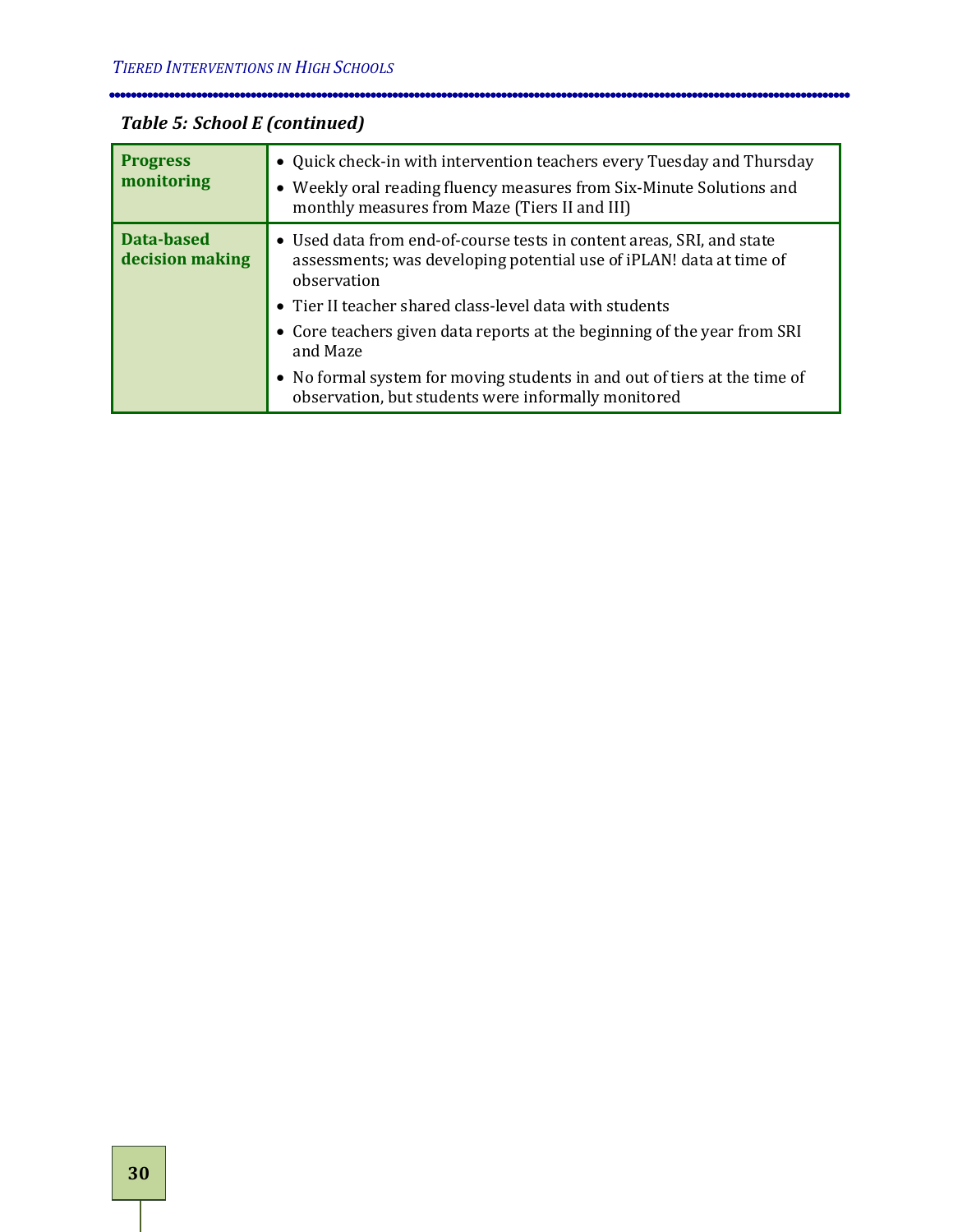*Table 5: School E (continued)*

| | |
|---|---|
| **Progress monitoring** | • Quick check-in with intervention teachers every Tuesday and Thursday<br>• Weekly oral reading fluency measures from Six-Minute Solutions and monthly measures from Maze (Tiers II and III) |
| **Data-based decision making** | • Used data from end-of-course tests in content areas, SRI, and state assessments; was developing potential use of iPLAN! data at time of observation<br>• Tier II teacher shared class-level data with students<br>• Core teachers given data reports at the beginning of the year from SRI and Maze<br>• No formal system for moving students in and out of tiers at the time of observation, but students were informally monitored |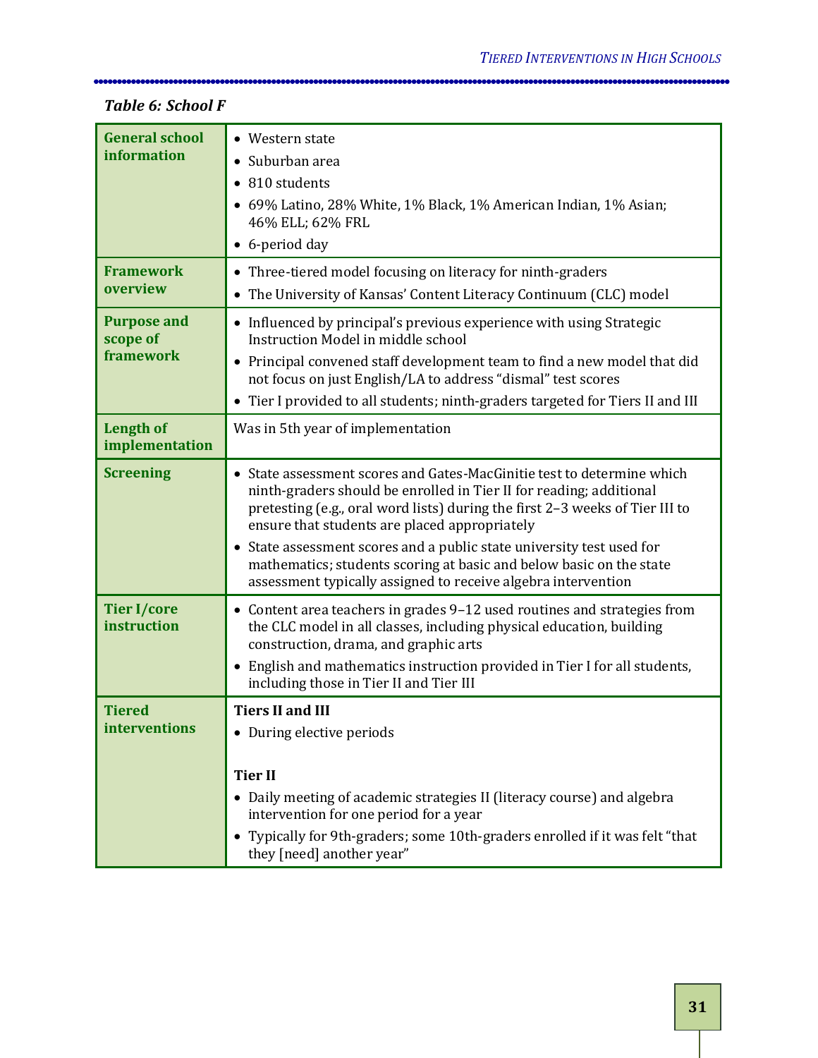**Table 6: School F**

| | |
|---|---|
| **General school information** | • Western state<br>• Suburban area<br>• 810 students<br>• 69% Latino, 28% White, 1% Black, 1% American Indian, 1% Asian; 46% ELL; 62% FRL<br>• 6-period day |
| **Framework overview** | • Three-tiered model focusing on literacy for ninth-graders<br>• The University of Kansas' Content Literacy Continuum (CLC) model |
| **Purpose and scope of framework** | • Influenced by principal's previous experience with using Strategic Instruction Model in middle school<br>• Principal convened staff development team to find a new model that did not focus on just English/LA to address "dismal" test scores<br>• Tier I provided to all students; ninth-graders targeted for Tiers II and III |
| **Length of implementation** | Was in 5th year of implementation |
| **Screening** | • State assessment scores and Gates-MacGinitie test to determine which ninth-graders should be enrolled in Tier II for reading; additional pretesting (e.g., oral word lists) during the first 2–3 weeks of Tier III to ensure that students are placed appropriately<br>• State assessment scores and a public state university test used for mathematics; students scoring at basic and below basic on the state assessment typically assigned to receive algebra intervention |
| **Tier I/core instruction** | • Content area teachers in grades 9–12 used routines and strategies from the CLC model in all classes, including physical education, building construction, drama, and graphic arts<br>• English and mathematics instruction provided in Tier I for all students, including those in Tier II and Tier III |
| **Tiered interventions** | **Tiers II and III**<br>• During elective periods<br><br>**Tier II**<br>• Daily meeting of academic strategies II (literacy course) and algebra intervention for one period for a year<br>• Typically for 9th-graders; some 10th-graders enrolled if it was felt "that they [need] another year" |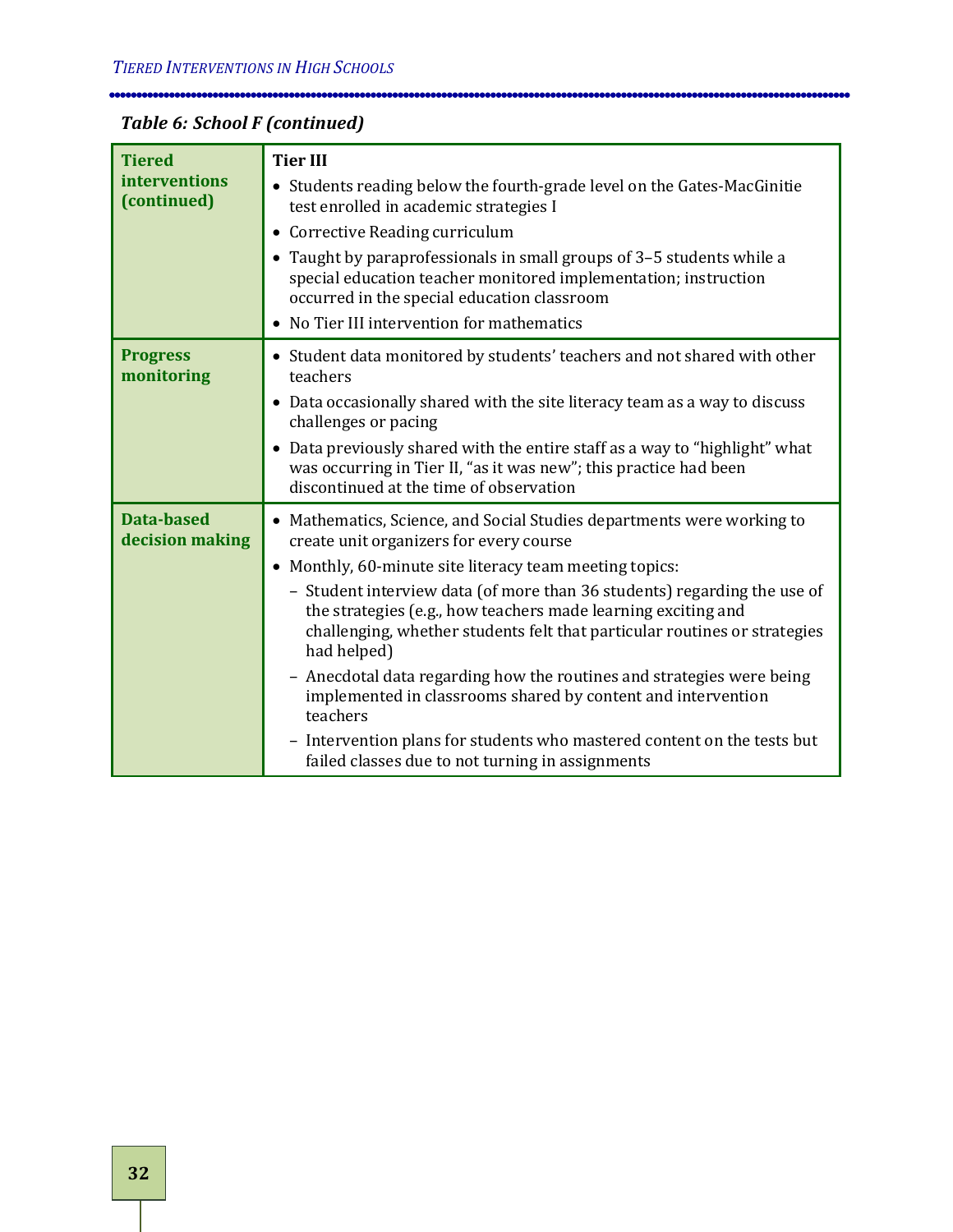*Table 6: School F (continued)*

| | |
|---|---|
| **Tiered interventions (continued)** | **Tier III**<br>• Students reading below the fourth-grade level on the Gates-MacGinitie test enrolled in academic strategies I<br>• Corrective Reading curriculum<br>• Taught by paraprofessionals in small groups of 3–5 students while a special education teacher monitored implementation; instruction occurred in the special education classroom<br>• No Tier III intervention for mathematics |
| **Progress monitoring** | • Student data monitored by students' teachers and not shared with other teachers<br>• Data occasionally shared with the site literacy team as a way to discuss challenges or pacing<br>• Data previously shared with the entire staff as a way to "highlight" what was occurring in Tier II, "as it was new"; this practice had been discontinued at the time of observation |
| **Data-based decision making** | • Mathematics, Science, and Social Studies departments were working to create unit organizers for every course<br>• Monthly, 60-minute site literacy team meeting topics:<br>– Student interview data (of more than 36 students) regarding the use of the strategies (e.g., how teachers made learning exciting and challenging, whether students felt that particular routines or strategies had helped)<br>– Anecdotal data regarding how the routines and strategies were being implemented in classrooms shared by content and intervention teachers<br>– Intervention plans for students who mastered content on the tests but failed classes due to not turning in assignments |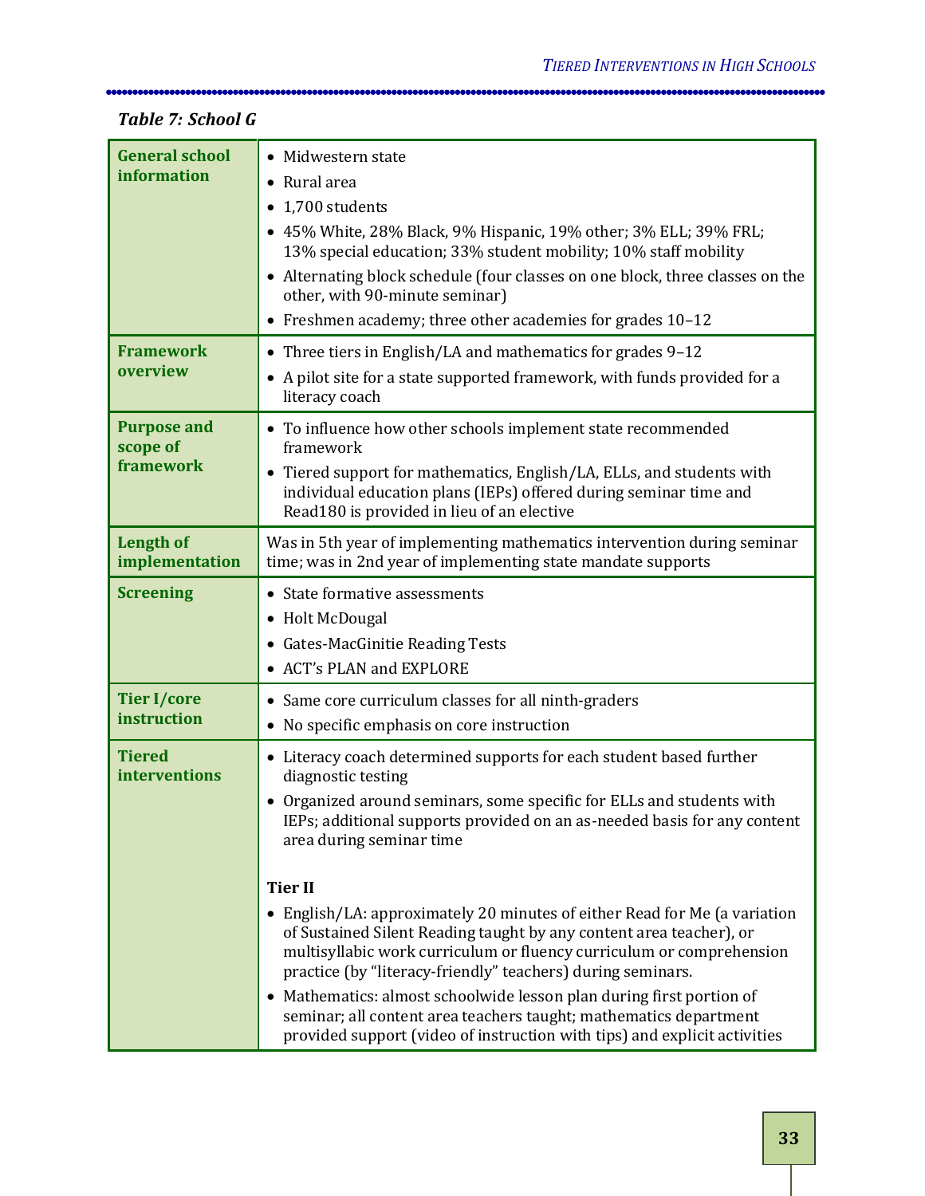*Table 7: School G*

| | |
|---|---|
| **General school information** | • Midwestern state<br>• Rural area<br>• 1,700 students<br>• 45% White, 28% Black, 9% Hispanic, 19% other; 3% ELL; 39% FRL; 13% special education; 33% student mobility; 10% staff mobility<br>• Alternating block schedule (four classes on one block, three classes on the other, with 90-minute seminar)<br>• Freshmen academy; three other academies for grades 10–12 |
| **Framework overview** | • Three tiers in English/LA and mathematics for grades 9–12<br>• A pilot site for a state supported framework, with funds provided for a literacy coach |
| **Purpose and scope of framework** | • To influence how other schools implement state recommended framework<br>• Tiered support for mathematics, English/LA, ELLs, and students with individual education plans (IEPs) offered during seminar time and Read180 is provided in lieu of an elective |
| **Length of implementation** | Was in 5th year of implementing mathematics intervention during seminar time; was in 2nd year of implementing state mandate supports |
| **Screening** | • State formative assessments<br>• Holt McDougal<br>• Gates-MacGinitie Reading Tests<br>• ACT's PLAN and EXPLORE |
| **Tier I/core instruction** | • Same core curriculum classes for all ninth-graders<br>• No specific emphasis on core instruction |
| **Tiered interventions** | • Literacy coach determined supports for each student based further diagnostic testing<br>• Organized around seminars, some specific for ELLs and students with IEPs; additional supports provided on an as-needed basis for any content area during seminar time<br><br>**Tier II**<br>• English/LA: approximately 20 minutes of either Read for Me (a variation of Sustained Silent Reading taught by any content area teacher), or multisyllabic work curriculum or fluency curriculum or comprehension practice (by "literacy-friendly" teachers) during seminars.<br>• Mathematics: almost schoolwide lesson plan during first portion of seminar; all content area teachers taught; mathematics department provided support (video of instruction with tips) and explicit activities |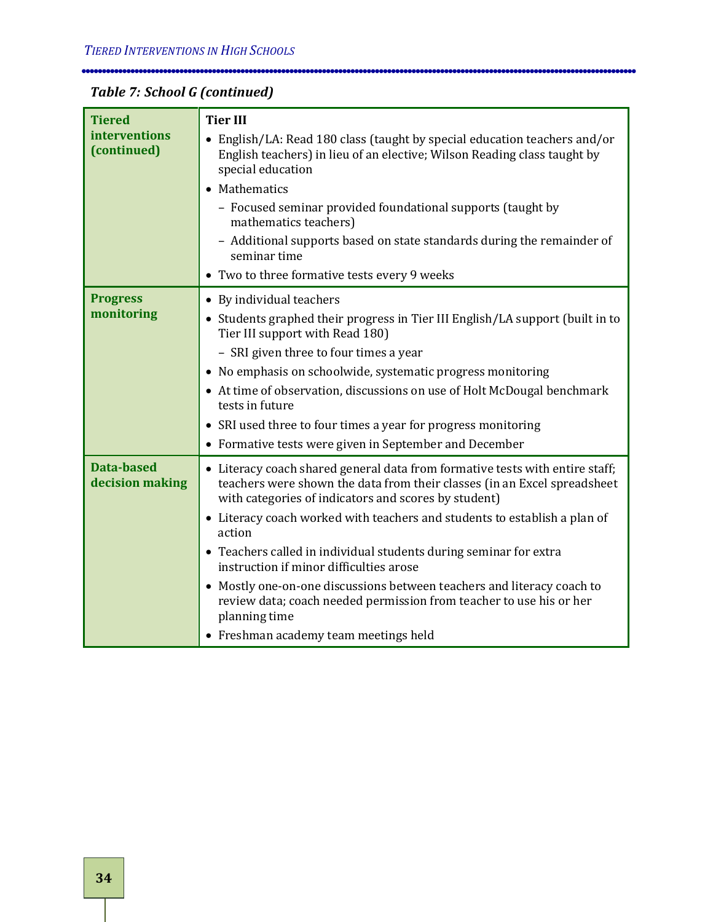*Table 7: School G (continued)*

| | |
|---|---|
| **Tiered interventions (continued)** | **Tier III**<br>• English/LA: Read 180 class (taught by special education teachers and/or English teachers) in lieu of an elective; Wilson Reading class taught by special education<br>• Mathematics<br>– Focused seminar provided foundational supports (taught by mathematics teachers)<br>– Additional supports based on state standards during the remainder of seminar time<br>• Two to three formative tests every 9 weeks |
| **Progress monitoring** | • By individual teachers<br>• Students graphed their progress in Tier III English/LA support (built in to Tier III support with Read 180)<br>– SRI given three to four times a year<br>• No emphasis on schoolwide, systematic progress monitoring<br>• At time of observation, discussions on use of Holt McDougal benchmark tests in future<br>• SRI used three to four times a year for progress monitoring<br>• Formative tests were given in September and December |
| **Data-based decision making** | • Literacy coach shared general data from formative tests with entire staff; teachers were shown the data from their classes (in an Excel spreadsheet with categories of indicators and scores by student)<br>• Literacy coach worked with teachers and students to establish a plan of action<br>• Teachers called in individual students during seminar for extra instruction if minor difficulties arose<br>• Mostly one-on-one discussions between teachers and literacy coach to review data; coach needed permission from teacher to use his or her planning time<br>• Freshman academy team meetings held |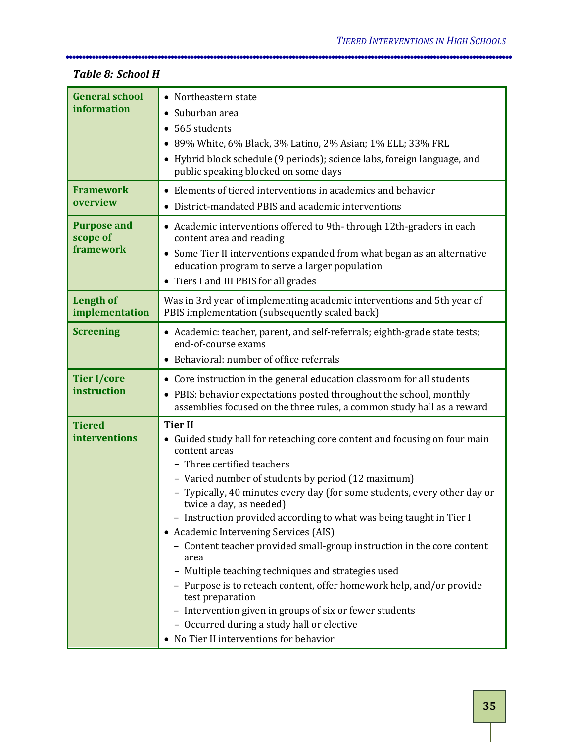*Table 8: School H*

| | |
|---|---|
| **General school information** | • Northeastern state<br>• Suburban area<br>• 565 students<br>• 89% White, 6% Black, 3% Latino, 2% Asian; 1% ELL; 33% FRL<br>• Hybrid block schedule (9 periods); science labs, foreign language, and public speaking blocked on some days |
| **Framework overview** | • Elements of tiered interventions in academics and behavior<br>• District-mandated PBIS and academic interventions |
| **Purpose and scope of framework** | • Academic interventions offered to 9th- through 12th-graders in each content area and reading<br>• Some Tier II interventions expanded from what began as an alternative education program to serve a larger population<br>• Tiers I and III PBIS for all grades |
| **Length of implementation** | Was in 3rd year of implementing academic interventions and 5th year of PBIS implementation (subsequently scaled back) |
| **Screening** | • Academic: teacher, parent, and self-referrals; eighth-grade state tests; end-of-course exams<br>• Behavioral: number of office referrals |
| **Tier I/core instruction** | • Core instruction in the general education classroom for all students<br>• PBIS: behavior expectations posted throughout the school, monthly assemblies focused on the three rules, a common study hall as a reward |
| **Tiered interventions** | **Tier II**<br>• Guided study hall for reteaching core content and focusing on four main content areas<br>– Three certified teachers<br>– Varied number of students by period (12 maximum)<br>– Typically, 40 minutes every day (for some students, every other day or twice a day, as needed)<br>– Instruction provided according to what was being taught in Tier I<br>• Academic Intervening Services (AIS)<br>– Content teacher provided small-group instruction in the core content area<br>– Multiple teaching techniques and strategies used<br>– Purpose is to reteach content, offer homework help, and/or provide test preparation<br>– Intervention given in groups of six or fewer students<br>– Occurred during a study hall or elective<br>• No Tier II interventions for behavior |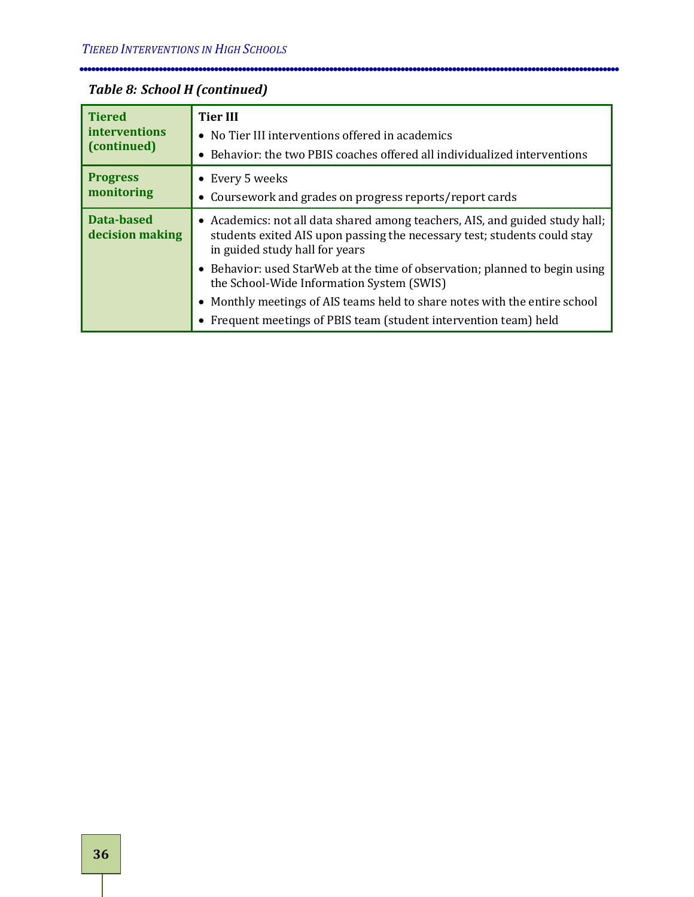*Table 8: School H (continued)*

| | |
|---|---|
| **Tiered interventions (continued)** | **Tier III**<br>• No Tier III interventions offered in academics<br>• Behavior: the two PBIS coaches offered all individualized interventions |
| **Progress monitoring** | • Every 5 weeks<br>• Coursework and grades on progress reports/report cards |
| **Data-based decision making** | • Academics: not all data shared among teachers, AIS, and guided study hall; students exited AIS upon passing the necessary test; students could stay in guided study hall for years<br>• Behavior: used StarWeb at the time of observation; planned to begin using the School-Wide Information System (SWIS)<br>• Monthly meetings of AIS teams held to share notes with the entire school<br>• Frequent meetings of PBIS team (student intervention team) held |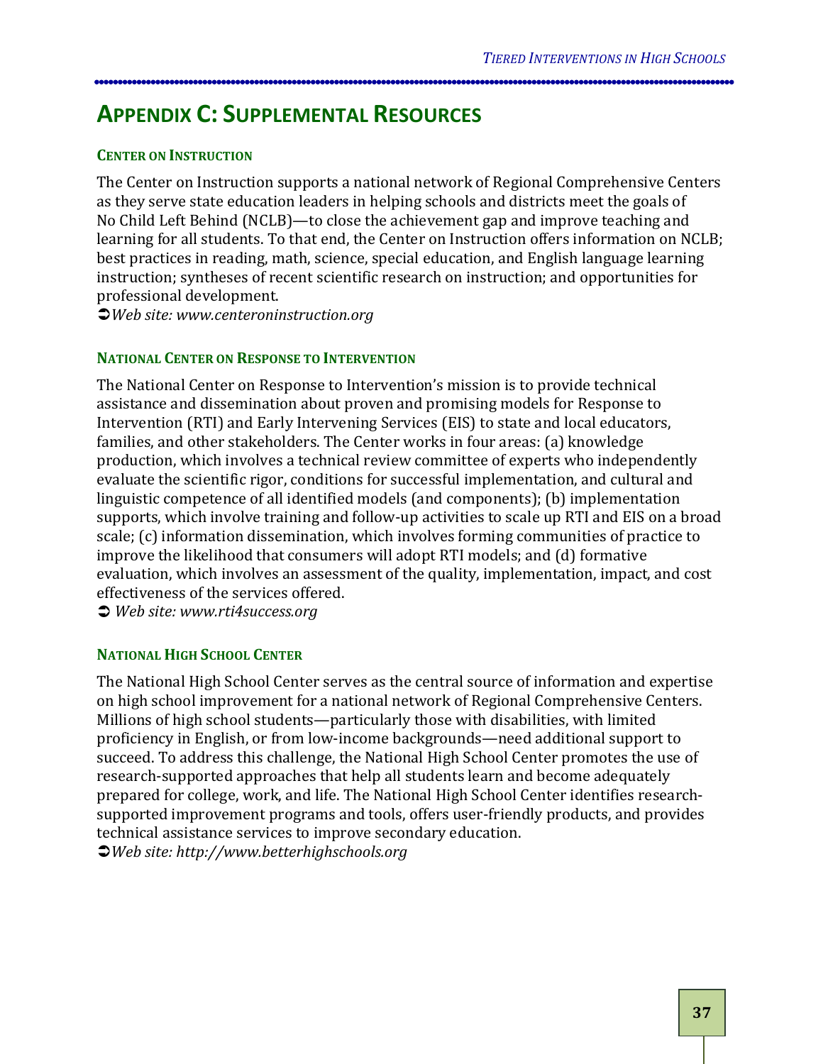# Appendix C: Supplemental Resources

### Center on Instruction

The Center on Instruction supports a national network of Regional Comprehensive Centers as they serve state education leaders in helping schools and districts meet the goals of No Child Left Behind (NCLB)—to close the achievement gap and improve teaching and learning for all students. To that end, the Center on Instruction offers information on NCLB; best practices in reading, math, science, special education, and English language learning instruction; syntheses of recent scientific research on instruction; and opportunities for professional development.

➲*Web site: www.centeroninstruction.org*

### National Center on Response to Intervention

The National Center on Response to Intervention's mission is to provide technical assistance and dissemination about proven and promising models for Response to Intervention (RTI) and Early Intervening Services (EIS) to state and local educators, families, and other stakeholders. The Center works in four areas: (a) knowledge production, which involves a technical review committee of experts who independently evaluate the scientific rigor, conditions for successful implementation, and cultural and linguistic competence of all identified models (and components); (b) implementation supports, which involve training and follow-up activities to scale up RTI and EIS on a broad scale; (c) information dissemination, which involves forming communities of practice to improve the likelihood that consumers will adopt RTI models; and (d) formative evaluation, which involves an assessment of the quality, implementation, impact, and cost effectiveness of the services offered.

➲ *Web site: www.rti4success.org*

### National High School Center

The National High School Center serves as the central source of information and expertise on high school improvement for a national network of Regional Comprehensive Centers. Millions of high school students—particularly those with disabilities, with limited proficiency in English, or from low-income backgrounds—need additional support to succeed. To address this challenge, the National High School Center promotes the use of research-supported approaches that help all students learn and become adequately prepared for college, work, and life. The National High School Center identifies research-supported improvement programs and tools, offers user-friendly products, and provides technical assistance services to improve secondary education.

➲*Web site: http://www.betterhighschools.org*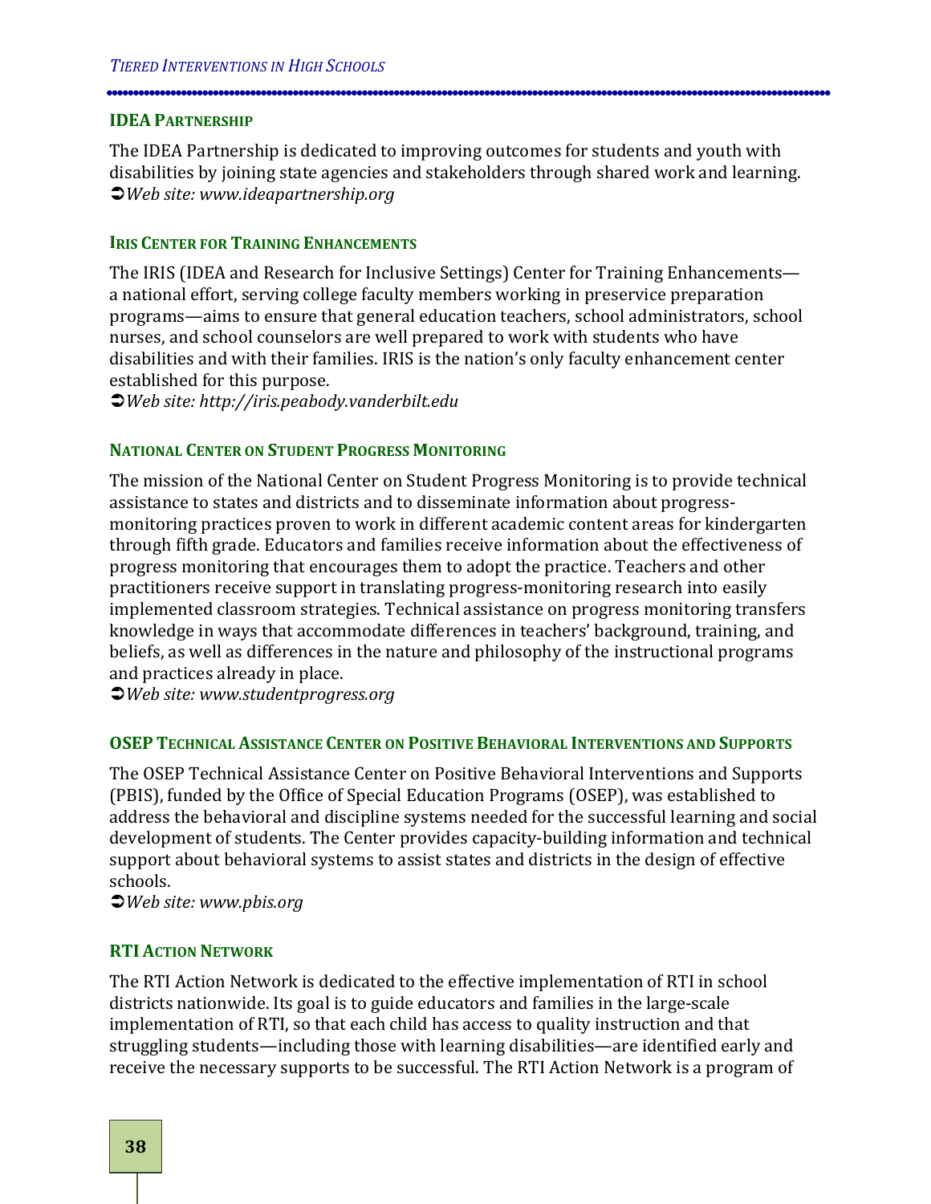### IDEA Partnership

The IDEA Partnership is dedicated to improving outcomes for students and youth with disabilities by joining state agencies and stakeholders through shared work and learning.
➲*Web site: www.ideapartnership.org*

### Iris Center for Training Enhancements

The IRIS (IDEA and Research for Inclusive Settings) Center for Training Enhancements—a national effort, serving college faculty members working in preservice preparation programs—aims to ensure that general education teachers, school administrators, school nurses, and school counselors are well prepared to work with students who have disabilities and with their families. IRIS is the nation's only faculty enhancement center established for this purpose.
➲*Web site: http://iris.peabody.vanderbilt.edu*

### National Center on Student Progress Monitoring

The mission of the National Center on Student Progress Monitoring is to provide technical assistance to states and districts and to disseminate information about progress-monitoring practices proven to work in different academic content areas for kindergarten through fifth grade. Educators and families receive information about the effectiveness of progress monitoring that encourages them to adopt the practice. Teachers and other practitioners receive support in translating progress-monitoring research into easily implemented classroom strategies. Technical assistance on progress monitoring transfers knowledge in ways that accommodate differences in teachers' background, training, and beliefs, as well as differences in the nature and philosophy of the instructional programs and practices already in place.
➲*Web site: www.studentprogress.org*

### OSEP Technical Assistance Center on Positive Behavioral Interventions and Supports

The OSEP Technical Assistance Center on Positive Behavioral Interventions and Supports (PBIS), funded by the Office of Special Education Programs (OSEP), was established to address the behavioral and discipline systems needed for the successful learning and social development of students. The Center provides capacity-building information and technical support about behavioral systems to assist states and districts in the design of effective schools.
➲*Web site: www.pbis.org*

### RTI Action Network

The RTI Action Network is dedicated to the effective implementation of RTI in school districts nationwide. Its goal is to guide educators and families in the large-scale implementation of RTI, so that each child has access to quality instruction and that struggling students—including those with learning disabilities—are identified early and receive the necessary supports to be successful. The RTI Action Network is a program of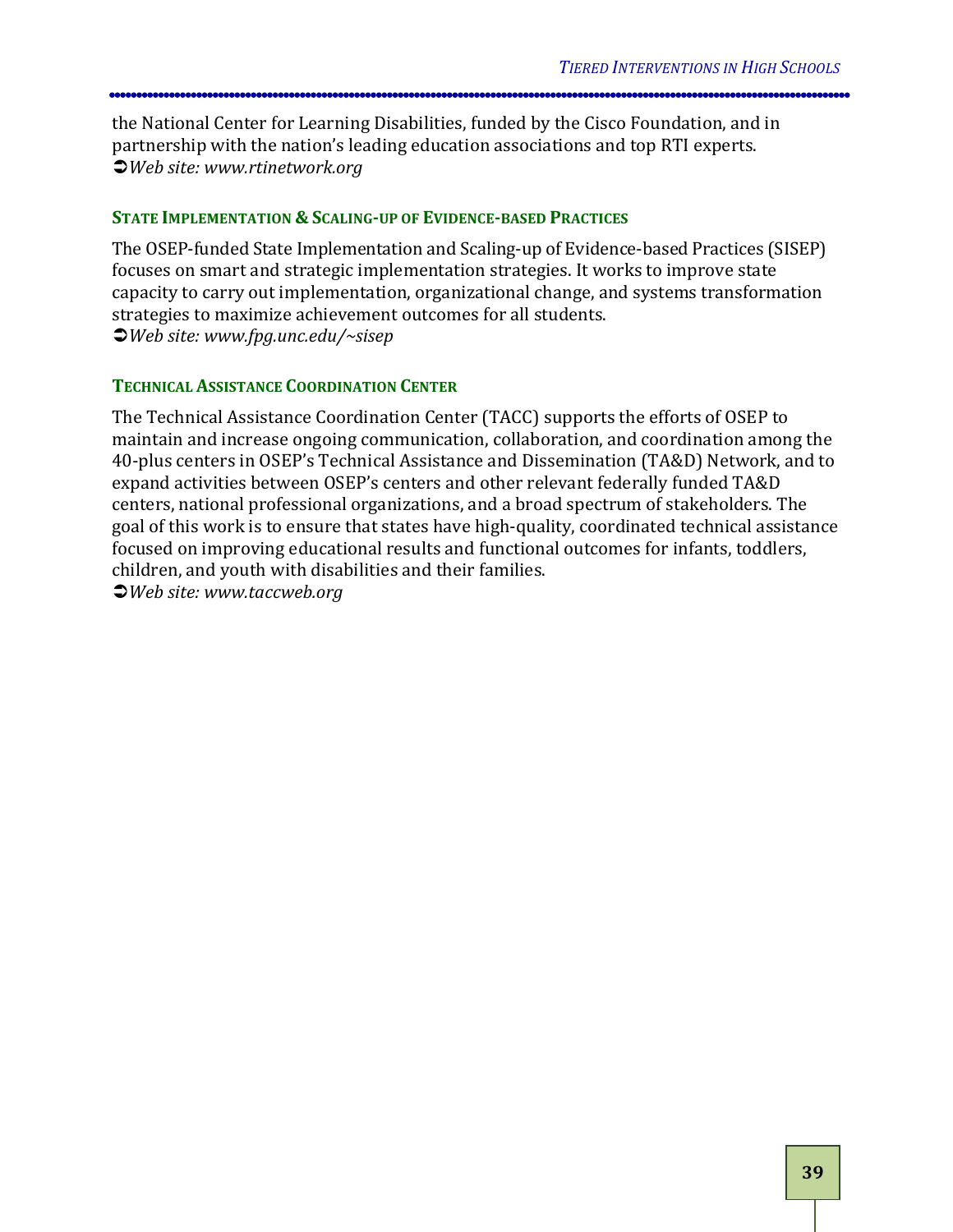the National Center for Learning Disabilities, funded by the Cisco Foundation, and in partnership with the nation's leading education associations and top RTI experts.
➲*Web site: www.rtinetwork.org*

### STATE IMPLEMENTATION & SCALING-UP OF EVIDENCE-BASED PRACTICES

The OSEP-funded State Implementation and Scaling-up of Evidence-based Practices (SISEP) focuses on smart and strategic implementation strategies. It works to improve state capacity to carry out implementation, organizational change, and systems transformation strategies to maximize achievement outcomes for all students.
➲*Web site: www.fpg.unc.edu/~sisep*

### TECHNICAL ASSISTANCE COORDINATION CENTER

The Technical Assistance Coordination Center (TACC) supports the efforts of OSEP to maintain and increase ongoing communication, collaboration, and coordination among the 40-plus centers in OSEP's Technical Assistance and Dissemination (TA&D) Network, and to expand activities between OSEP's centers and other relevant federally funded TA&D centers, national professional organizations, and a broad spectrum of stakeholders. The goal of this work is to ensure that states have high-quality, coordinated technical assistance focused on improving educational results and functional outcomes for infants, toddlers, children, and youth with disabilities and their families.
➲*Web site: www.taccweb.org*